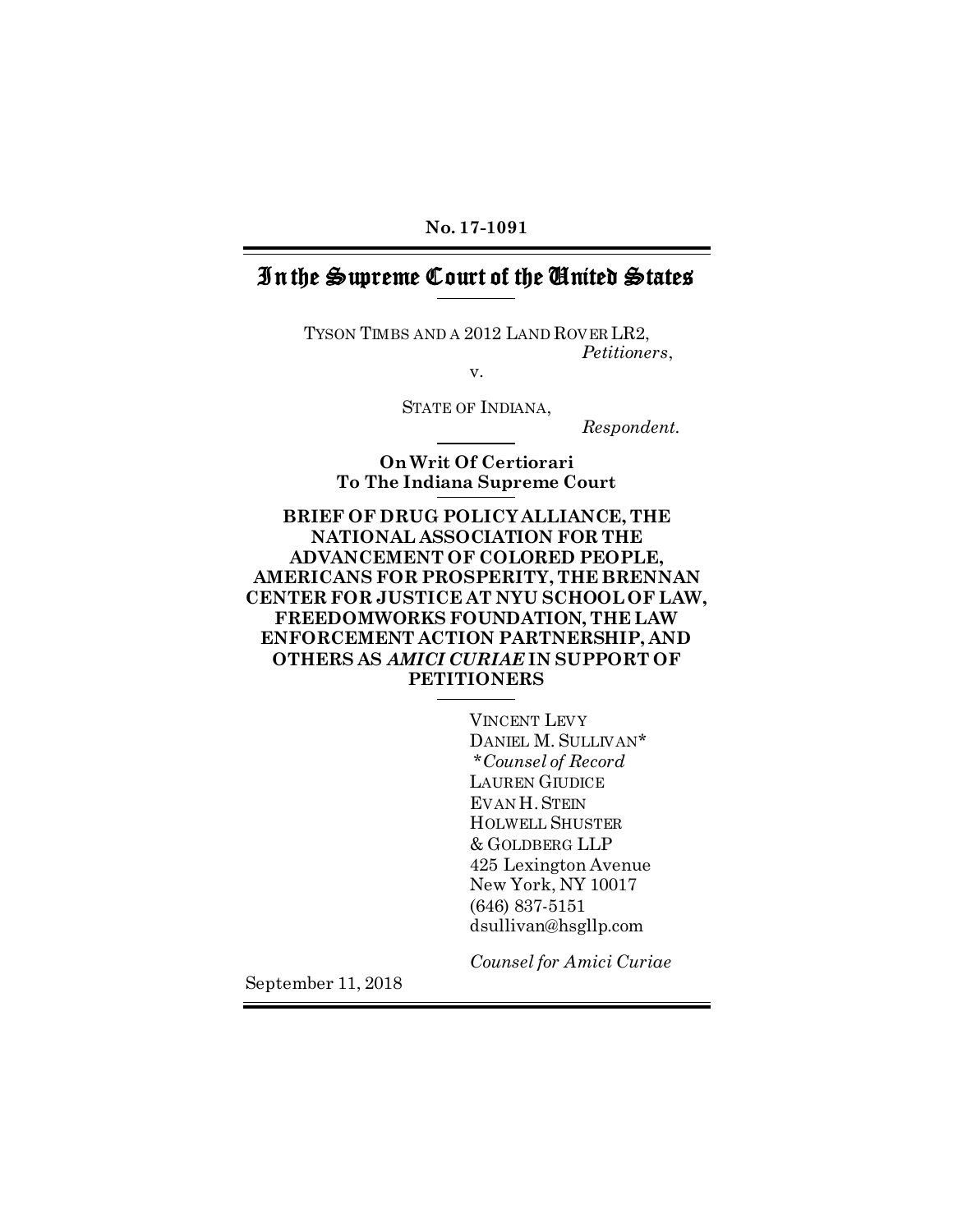**No. 17-1091**

# In the Supreme Court of the United States

TYSON TIMBS AND A 2012 LAND ROVER LR2,
*Petitioners*,

v.

STATE OF INDIANA,
*Respondent.*

**On Writ Of Certiorari To The Indiana Supreme Court**

**BRIEF OF DRUG POLICY ALLIANCE, THE NATIONAL ASSOCIATION FOR THE ADVANCEMENT OF COLORED PEOPLE, AMERICANS FOR PROSPERITY, THE BRENNAN CENTER FOR JUSTICE AT NYU SCHOOL OF LAW, FREEDOMWORKS FOUNDATION, THE LAW ENFORCEMENT ACTION PARTNERSHIP, AND OTHERS AS *AMICI CURIAE* IN SUPPORT OF PETITIONERS**

VINCENT LEVY
DANIEL M. SULLIVAN*
*\*Counsel of Record*
LAUREN GIUDICE
EVAN H. STEIN
HOLWELL SHUSTER & GOLDBERG LLP
425 Lexington Avenue
New York, NY 10017
(646) 837-5151
dsullivan@hsgllp.com

*Counsel for Amici Curiae*

September 11, 2018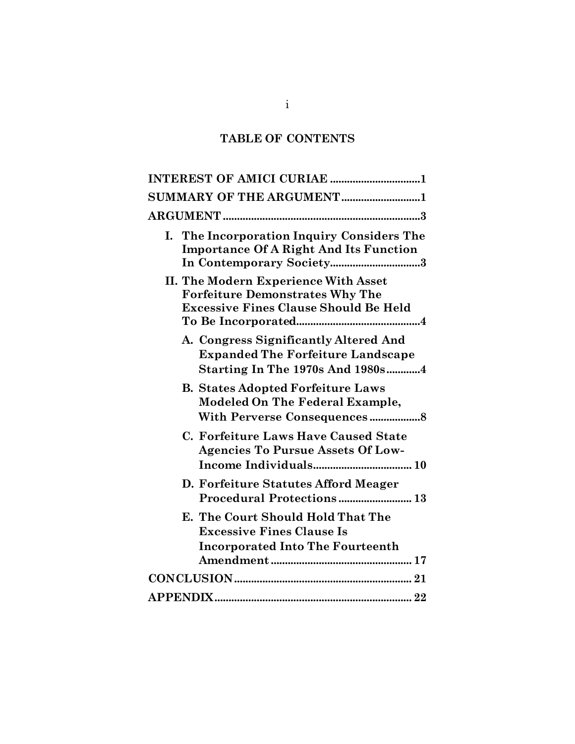## TABLE OF CONTENTS

**INTEREST OF AMICI CURIAE** ................................1

**SUMMARY OF THE ARGUMENT**............................1

**ARGUMENT**......................................................................3

- **I. The Incorporation Inquiry Considers The Importance Of A Right And Its Function In Contemporary Society**................................3
- **II. The Modern Experience With Asset Forfeiture Demonstrates Why The Excessive Fines Clause Should Be Held To Be Incorporated**............................................4
  - **A. Congress Significantly Altered And Expanded The Forfeiture Landscape Starting In The 1970s And 1980s**............4
  - **B. States Adopted Forfeiture Laws Modeled On The Federal Example, With Perverse Consequences**..................8
  - **C. Forfeiture Laws Have Caused State Agencies To Pursue Assets Of Low-Income Individuals**.................................. 10
  - **D. Forfeiture Statutes Afford Meager Procedural Protections**.......................... 13
  - **E. The Court Should Hold That The Excessive Fines Clause Is Incorporated Into The Fourteenth Amendment**.................................................. 17

**CONCLUSION**............................................................... 21

**APPENDIX**..................................................................... 22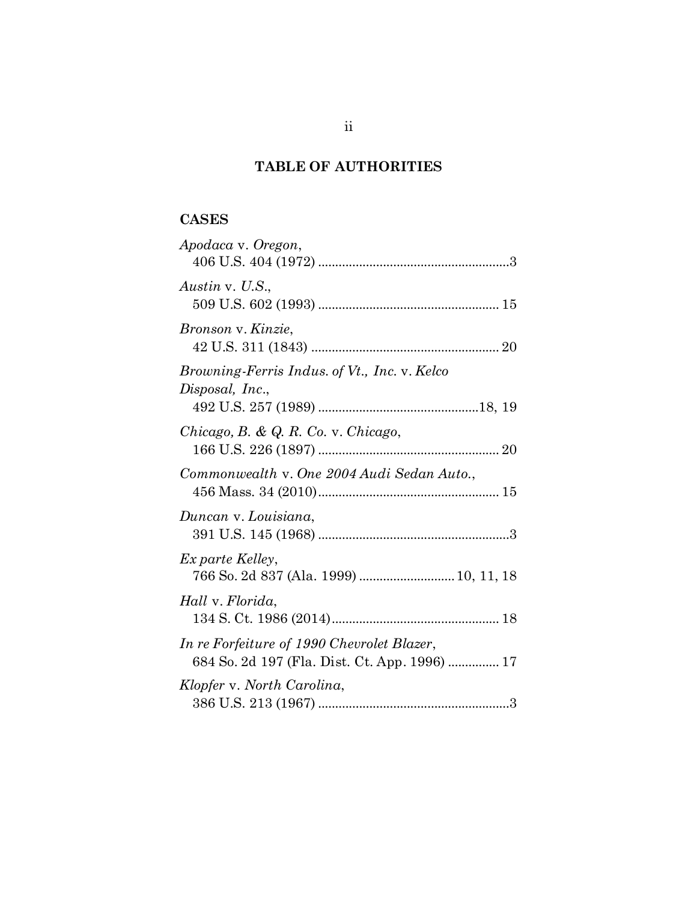# TABLE OF AUTHORITIES

## CASES

*Apodaca* v. *Oregon*,
406 U.S. 404 (1972) ........................................................3

*Austin* v. *U.S.*,
509 U.S. 602 (1993) ..................................................... 15

*Bronson* v. *Kinzie*,
42 U.S. 311 (1843) ....................................................... 20

*Browning-Ferris Indus. of Vt., Inc.* v. *Kelco Disposal, Inc.*,
492 U.S. 257 (1989) ...............................................18, 19

*Chicago, B. & Q. R. Co.* v. *Chicago*,
166 U.S. 226 (1897) ..................................................... 20

*Commonwealth* v. *One 2004 Audi Sedan Auto.*,
456 Mass. 34 (2010)..................................................... 15

*Duncan* v. *Louisiana*,
391 U.S. 145 (1968) ........................................................3

*Ex parte Kelley*,
766 So. 2d 837 (Ala. 1999) ............................ 10, 11, 18

*Hall* v. *Florida*,
134 S. Ct. 1986 (2014)................................................. 18

*In re Forfeiture of 1990 Chevrolet Blazer*,
684 So. 2d 197 (Fla. Dist. Ct. App. 1996) ............... 17

*Klopfer* v. *North Carolina*,
386 U.S. 213 (1967) ........................................................3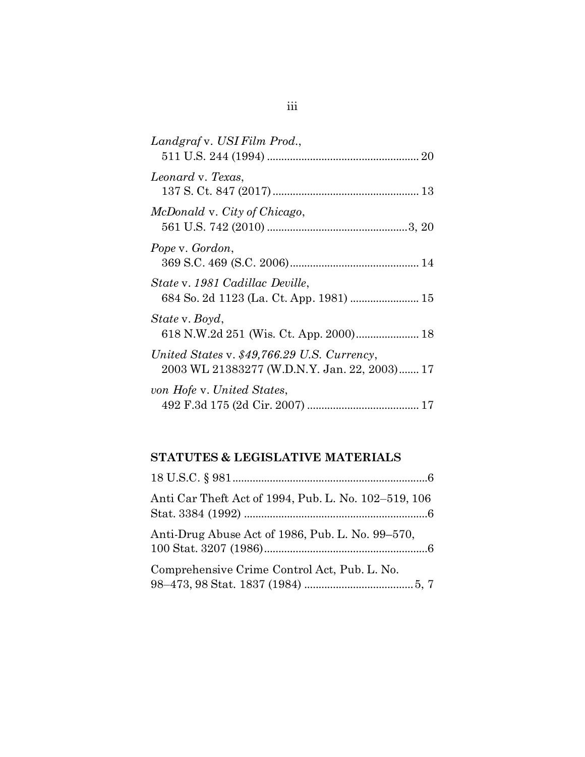*Landgraf* v. *USI Film Prod.*,
511 U.S. 244 (1994) ..................................................... 20

*Leonard* v. *Texas*,
137 S. Ct. 847 (2017) .................................................. 13

*McDonald* v. *City of Chicago*,
561 U.S. 742 (2010) ................................................3, 20

*Pope* v. *Gordon*,
369 S.C. 469 (S.C. 2006)............................................ 14

*State* v. *1981 Cadillac Deville*,
684 So. 2d 1123 (La. Ct. App. 1981) ........................ 15

*State* v. *Boyd*,
618 N.W.2d 251 (Wis. Ct. App. 2000)...................... 18

*United States* v. *$49,766.29 U.S. Currency*,
2003 WL 21383277 (W.D.N.Y. Jan. 22, 2003)....... 17

*von Hofe* v. *United States*,
492 F.3d 175 (2d Cir. 2007) ....................................... 17

## STATUTES & LEGISLATIVE MATERIALS

18 U.S.C. § 981....................................................................6

Anti Car Theft Act of 1994, Pub. L. No. 102–519, 106 Stat. 3384 (1992) ................................................................6

Anti-Drug Abuse Act of 1986, Pub. L. No. 99–570, 100 Stat. 3207 (1986).........................................................6

Comprehensive Crime Control Act, Pub. L. No. 98–473, 98 Stat. 1837 (1984) ......................................5, 7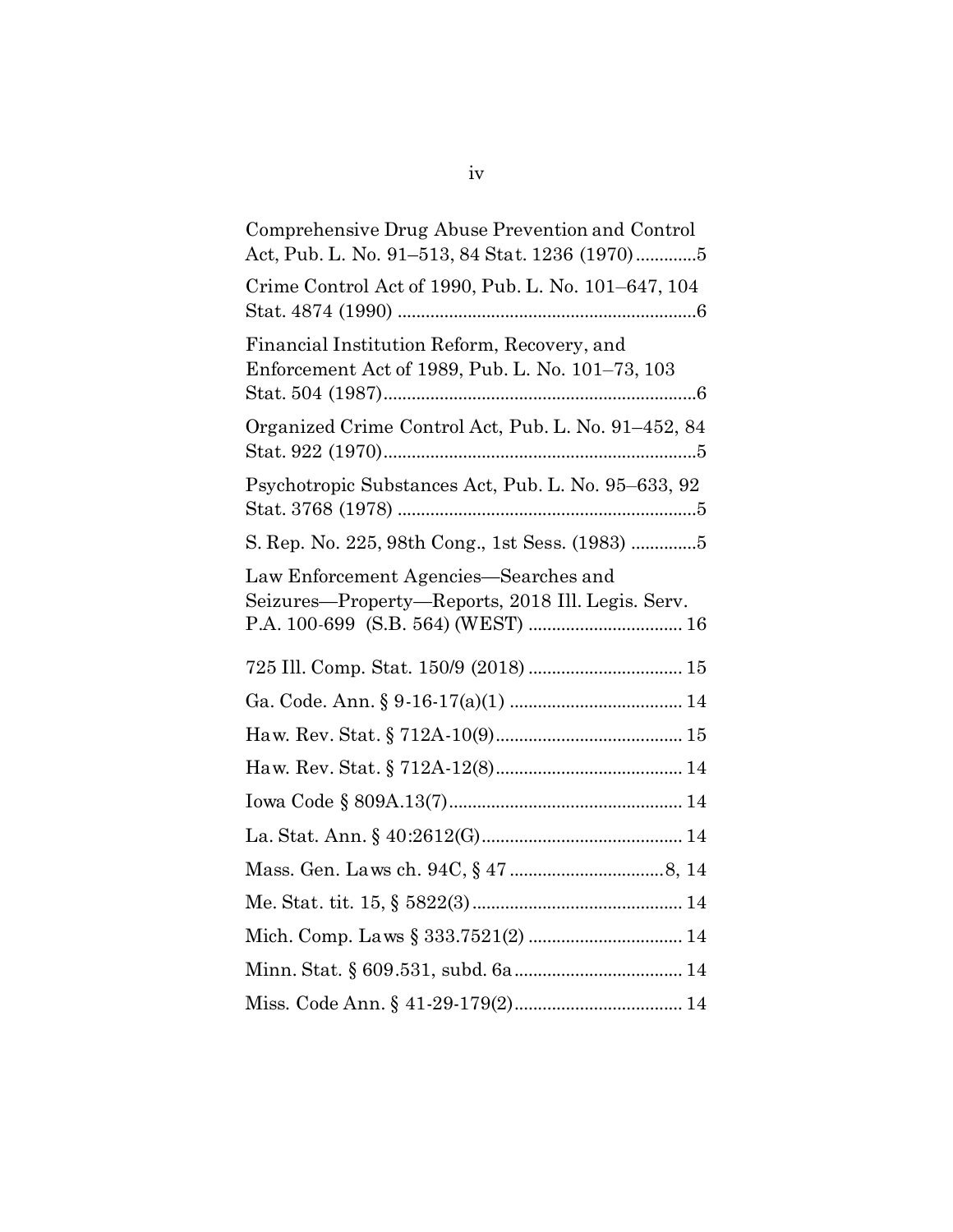Comprehensive Drug Abuse Prevention and Control Act, Pub. L. No. 91–513, 84 Stat. 1236 (1970) .............5

Crime Control Act of 1990, Pub. L. No. 101–647, 104 Stat. 4874 (1990) ................................................................6

Financial Institution Reform, Recovery, and Enforcement Act of 1989, Pub. L. No. 101–73, 103 Stat. 504 (1987)...................................................................6

Organized Crime Control Act, Pub. L. No. 91–452, 84 Stat. 922 (1970)...................................................................5

Psychotropic Substances Act, Pub. L. No. 95–633, 92 Stat. 3768 (1978) ................................................................5

S. Rep. No. 225, 98th Cong., 1st Sess. (1983) ..............5

Law Enforcement Agencies—Searches and Seizures—Property—Reports, 2018 Ill. Legis. Serv. P.A. 100-699 (S.B. 564) (WEST) ................................. 16

725 Ill. Comp. Stat. 150/9 (2018) ................................. 15

Ga. Code. Ann. § 9-16-17(a)(1) ..................................... 14

Haw. Rev. Stat. § 712A-10(9)........................................ 15

Haw. Rev. Stat. § 712A-12(8)........................................ 14

Iowa Code § 809A.13(7)................................................. 14

La. Stat. Ann. § 40:2612(G)........................................... 14

Mass. Gen. Laws ch. 94C, § 47 .................................8, 14

Me. Stat. tit. 15, § 5822(3)............................................. 14

Mich. Comp. Laws § 333.7521(2) ................................. 14

Minn. Stat. § 609.531, subd. 6a.................................... 14

Miss. Code Ann. § 41-29-179(2).................................... 14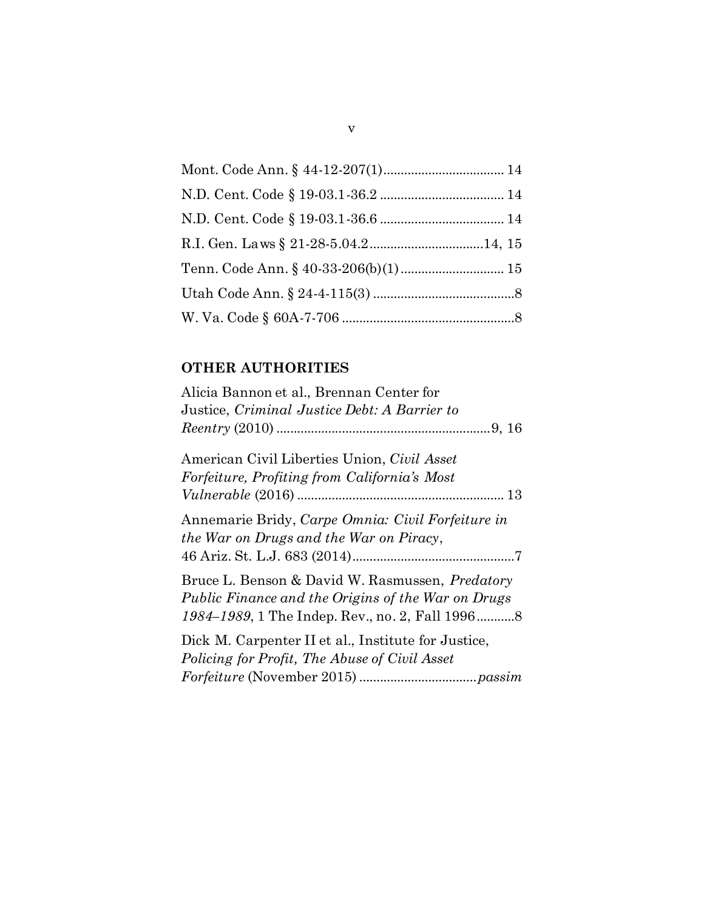Mont. Code Ann. § 44-12-207(1).................................. 14

N.D. Cent. Code § 19-03.1-36.2 ................................... 14

N.D. Cent. Code § 19-03.1-36.6 ................................... 14

R.I. Gen. Laws § 21-28-5.04.2................................14, 15

Tenn. Code Ann. § 40-33-206(b)(1)............................. 15

Utah Code Ann. § 24-4-115(3) .........................................8

W. Va. Code § 60A-7-706 .................................................8

**OTHER AUTHORITIES**

Alicia Bannon et al., Brennan Center for Justice, *Criminal Justice Debt: A Barrier to Reentry* (2010) .............................................................9, 16

American Civil Liberties Union, *Civil Asset Forfeiture, Profiting from California's Most Vulnerable* (2016) ........................................................... 13

Annemarie Bridy, *Carpe Omnia: Civil Forfeiture in the War on Drugs and the War on Piracy*, 46 Ariz. St. L.J. 683 (2014)..............................................7

Bruce L. Benson & David W. Rasmussen, *Predatory Public Finance and the Origins of the War on Drugs 1984–1989*, 1 The Indep. Rev., no. 2, Fall 1996...........8

Dick M. Carpenter II et al., Institute for Justice, *Policing for Profit, The Abuse of Civil Asset Forfeiture* (November 2015) .................................*passim*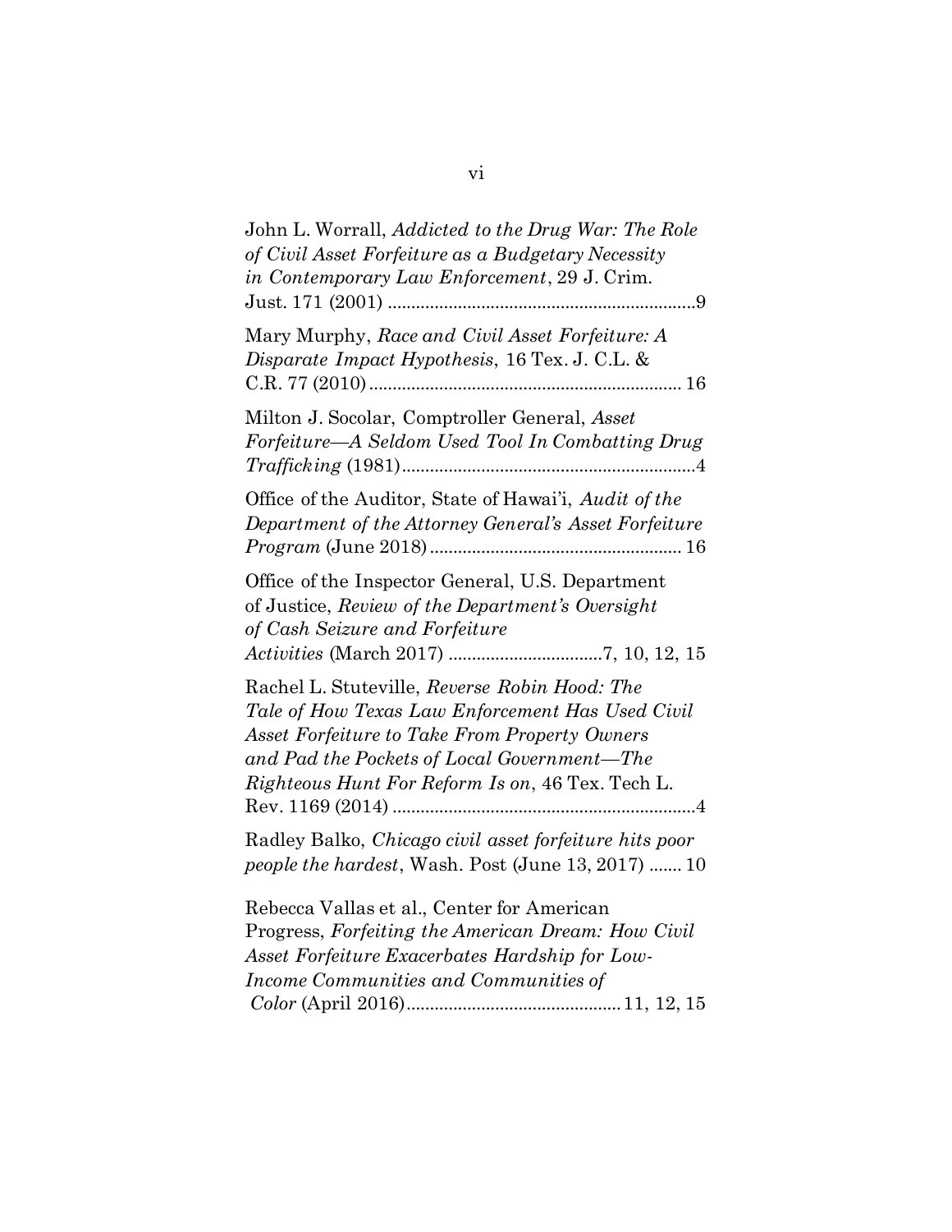John L. Worrall, *Addicted to the Drug War: The Role of Civil Asset Forfeiture as a Budgetary Necessity in Contemporary Law Enforcement*, 29 J. Crim. Just. 171 (2001) ..................................................................9

Mary Murphy, *Race and Civil Asset Forfeiture: A Disparate Impact Hypothesis*, 16 Tex. J. C.L. & C.R. 77 (2010) .................................................................. 16

Milton J. Socolar, Comptroller General, *Asset Forfeiture—A Seldom Used Tool In Combatting Drug Trafficking* (1981)...............................................................4

Office of the Auditor, State of Hawai'i, *Audit of the Department of the Attorney General's Asset Forfeiture Program* (June 2018)...................................................... 16

Office of the Inspector General, U.S. Department of Justice, *Review of the Department's Oversight of Cash Seizure and Forfeiture Activities* (March 2017) .................................7, 10, 12, 15

Rachel L. Stuteville, *Reverse Robin Hood: The Tale of How Texas Law Enforcement Has Used Civil Asset Forfeiture to Take From Property Owners and Pad the Pockets of Local Government—The Righteous Hunt For Reform Is on*, 46 Tex. Tech L. Rev. 1169 (2014) ..................................................................4

Radley Balko, *Chicago civil asset forfeiture hits poor people the hardest*, Wash. Post (June 13, 2017) ....... 10

Rebecca Vallas et al., Center for American Progress, *Forfeiting the American Dream: How Civil Asset Forfeiture Exacerbates Hardship for Low-Income Communities and Communities of Color* (April 2016).............................................. 11, 12, 15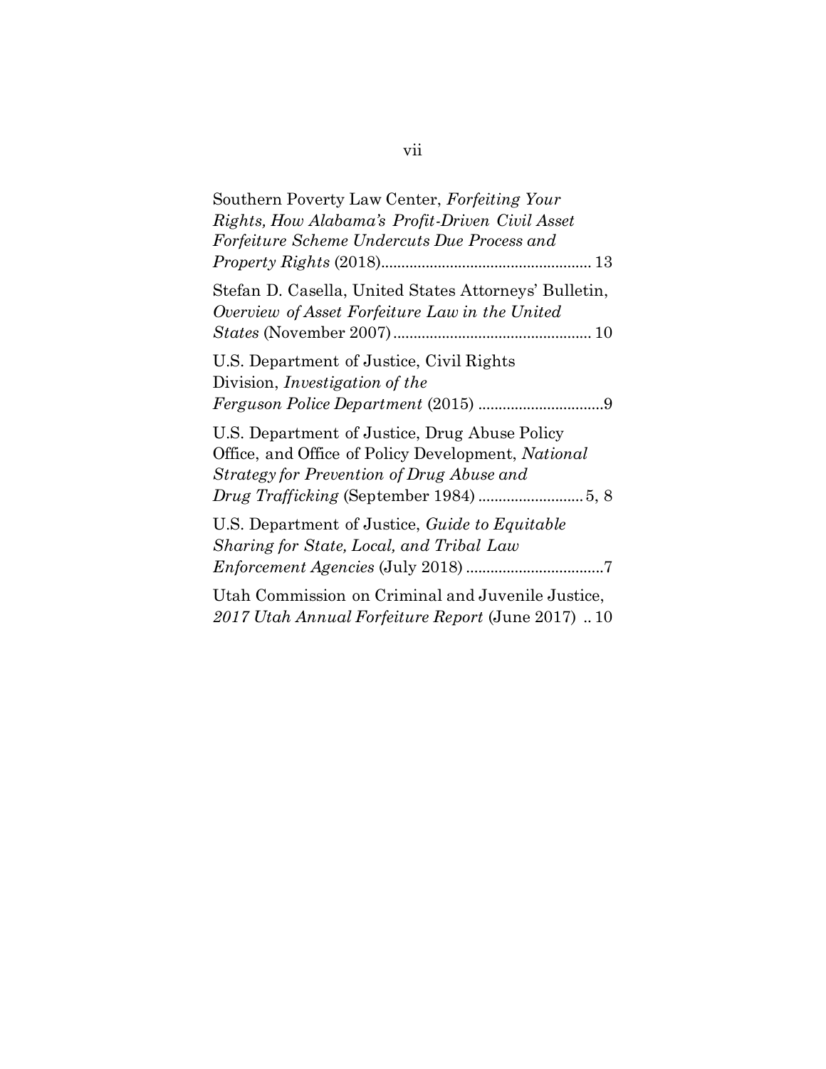Southern Poverty Law Center, *Forfeiting Your Rights, How Alabama's Profit-Driven Civil Asset Forfeiture Scheme Undercuts Due Process and Property Rights* (2018).................................................... 13

Stefan D. Casella, United States Attorneys' Bulletin, *Overview of Asset Forfeiture Law in the United States* (November 2007)................................................ 10

U.S. Department of Justice, Civil Rights Division, *Investigation of the Ferguson Police Department* (2015) ..............................9

U.S. Department of Justice, Drug Abuse Policy Office, and Office of Policy Development, *National Strategy for Prevention of Drug Abuse and Drug Trafficking* (September 1984) .........................5, 8

U.S. Department of Justice, *Guide to Equitable Sharing for State, Local, and Tribal Law Enforcement Agencies* (July 2018) .................................7

Utah Commission on Criminal and Juvenile Justice, *2017 Utah Annual Forfeiture Report* (June 2017) .. 10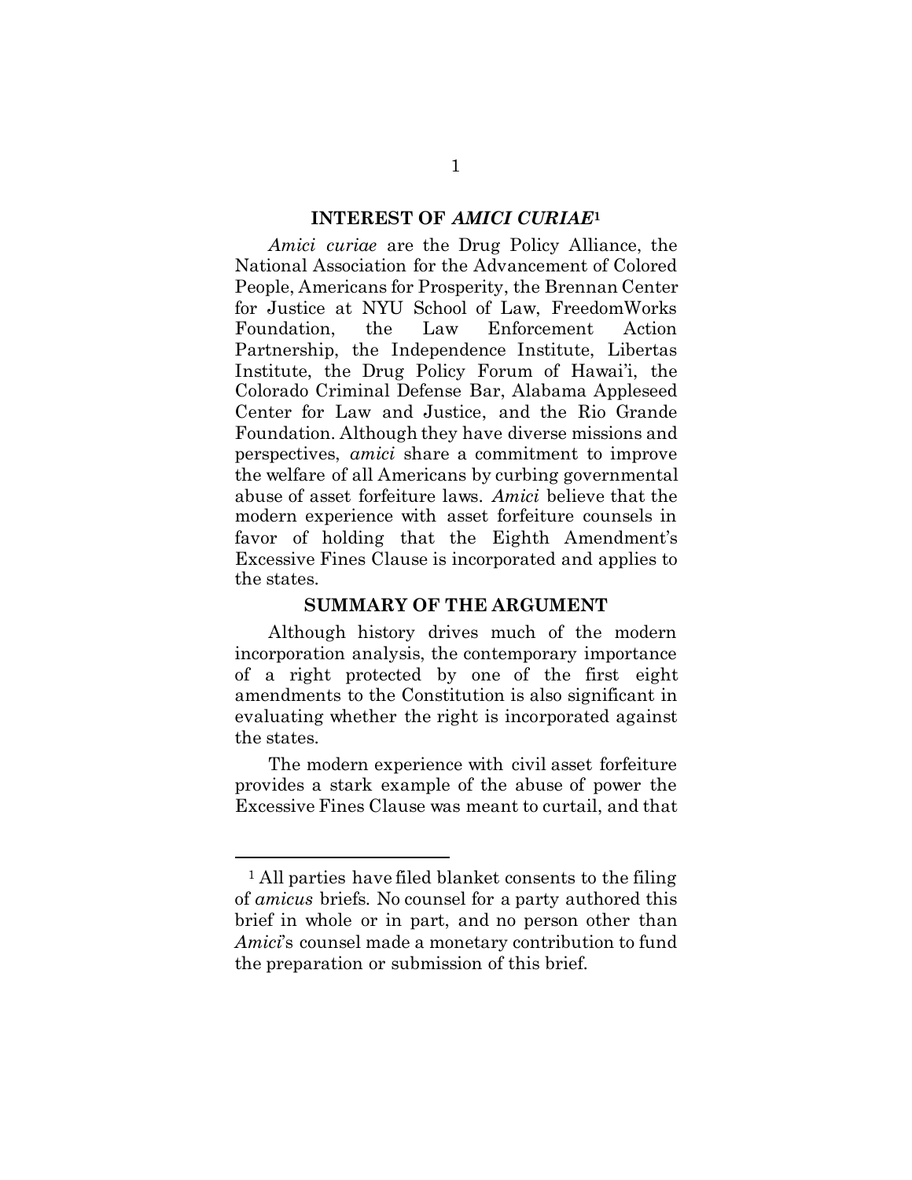## INTEREST OF *AMICI CURIAE*[1]

*Amici curiae* are the Drug Policy Alliance, the National Association for the Advancement of Colored People, Americans for Prosperity, the Brennan Center for Justice at NYU School of Law, FreedomWorks Foundation, the Law Enforcement Action Partnership, the Independence Institute, Libertas Institute, the Drug Policy Forum of Hawai'i, the Colorado Criminal Defense Bar, Alabama Appleseed Center for Law and Justice, and the Rio Grande Foundation. Although they have diverse missions and perspectives, *amici* share a commitment to improve the welfare of all Americans by curbing governmental abuse of asset forfeiture laws. *Amici* believe that the modern experience with asset forfeiture counsels in favor of holding that the Eighth Amendment's Excessive Fines Clause is incorporated and applies to the states.

## SUMMARY OF THE ARGUMENT

Although history drives much of the modern incorporation analysis, the contemporary importance of a right protected by one of the first eight amendments to the Constitution is also significant in evaluating whether the right is incorporated against the states.

The modern experience with civil asset forfeiture provides a stark example of the abuse of power the Excessive Fines Clause was meant to curtail, and that

[1] All parties have filed blanket consents to the filing of *amicus* briefs. No counsel for a party authored this brief in whole or in part, and no person other than *Amici*'s counsel made a monetary contribution to fund the preparation or submission of this brief.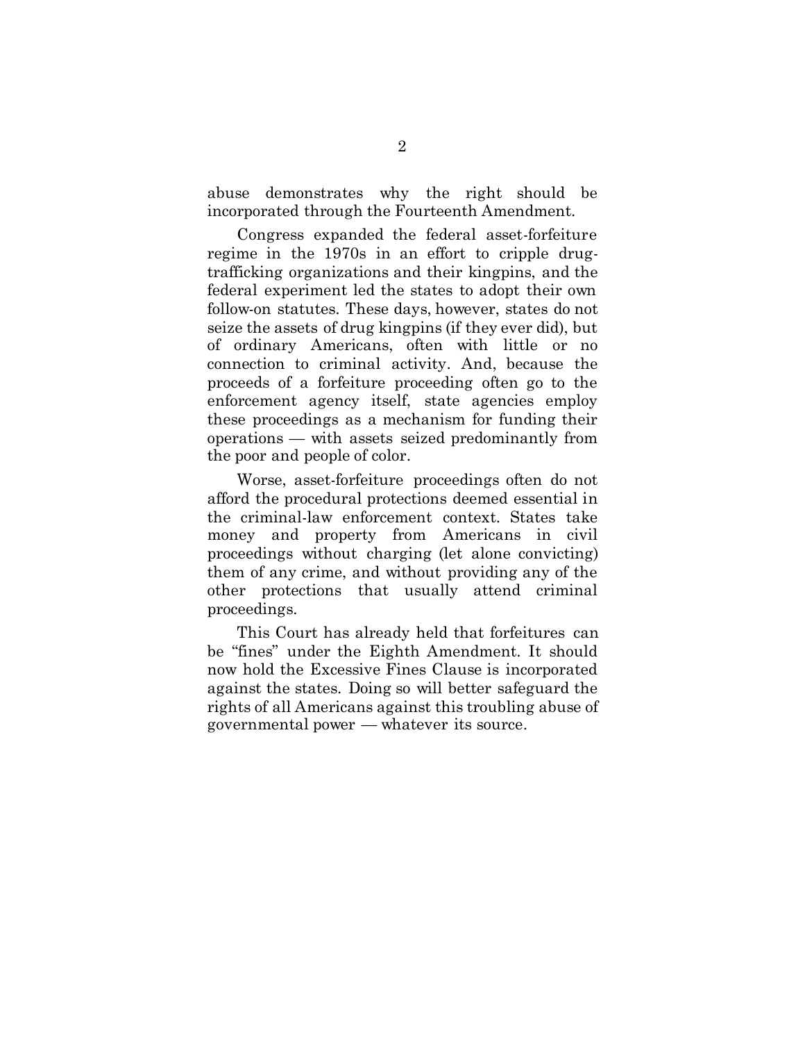abuse demonstrates why the right should be incorporated through the Fourteenth Amendment.

Congress expanded the federal asset-forfeiture regime in the 1970s in an effort to cripple drug-trafficking organizations and their kingpins, and the federal experiment led the states to adopt their own follow-on statutes. These days, however, states do not seize the assets of drug kingpins (if they ever did), but of ordinary Americans, often with little or no connection to criminal activity. And, because the proceeds of a forfeiture proceeding often go to the enforcement agency itself, state agencies employ these proceedings as a mechanism for funding their operations — with assets seized predominantly from the poor and people of color.

Worse, asset-forfeiture proceedings often do not afford the procedural protections deemed essential in the criminal-law enforcement context. States take money and property from Americans in civil proceedings without charging (let alone convicting) them of any crime, and without providing any of the other protections that usually attend criminal proceedings.

This Court has already held that forfeitures can be "fines" under the Eighth Amendment. It should now hold the Excessive Fines Clause is incorporated against the states. Doing so will better safeguard the rights of all Americans against this troubling abuse of governmental power — whatever its source.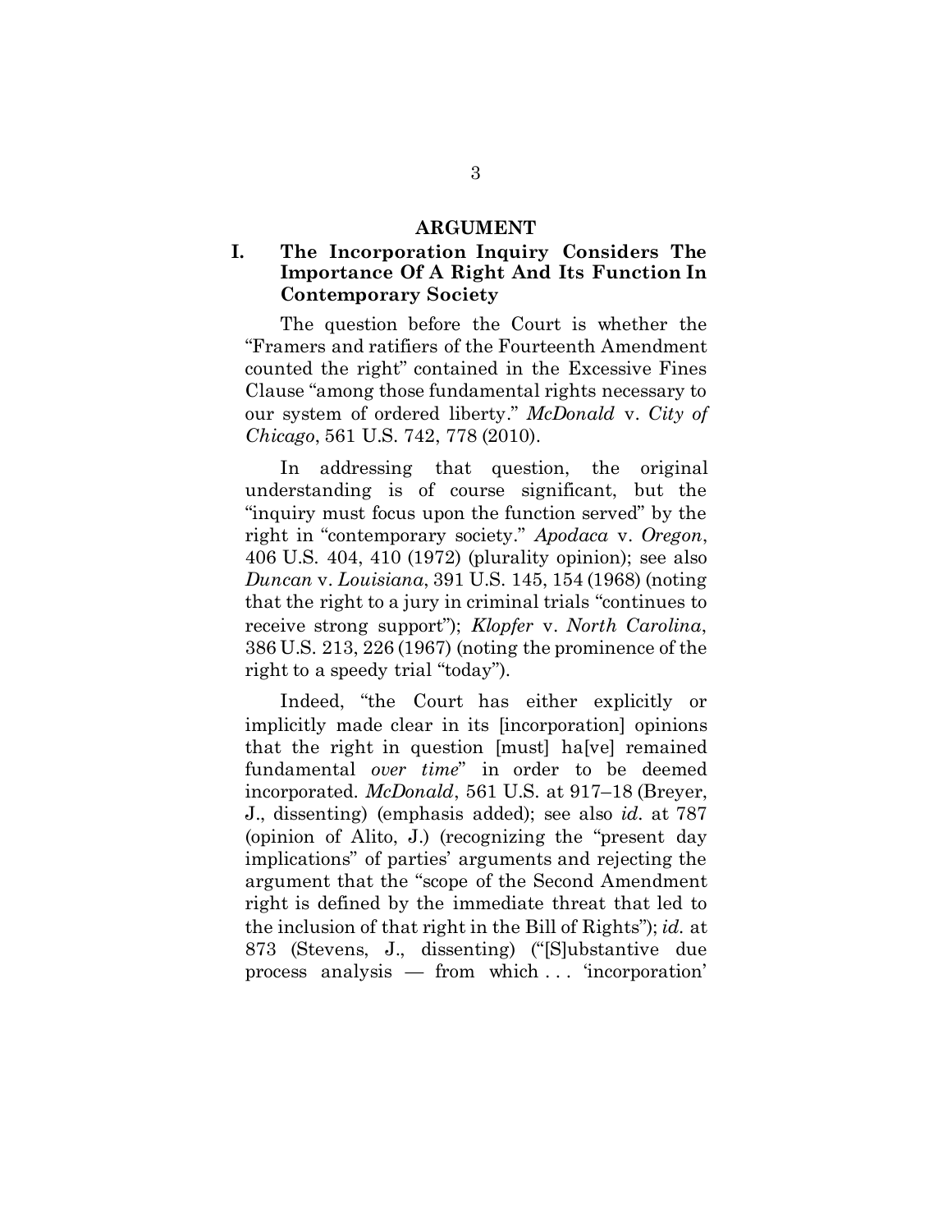## ARGUMENT

### I. The Incorporation Inquiry Considers The Importance Of A Right And Its Function In Contemporary Society

The question before the Court is whether the "Framers and ratifiers of the Fourteenth Amendment counted the right" contained in the Excessive Fines Clause "among those fundamental rights necessary to our system of ordered liberty." *McDonald* v. *City of Chicago*, 561 U.S. 742, 778 (2010).

In addressing that question, the original understanding is of course significant, but the "inquiry must focus upon the function served" by the right in "contemporary society." *Apodaca* v. *Oregon*, 406 U.S. 404, 410 (1972) (plurality opinion); see also *Duncan* v. *Louisiana*, 391 U.S. 145, 154 (1968) (noting that the right to a jury in criminal trials "continues to receive strong support"); *Klopfer* v. *North Carolina*, 386 U.S. 213, 226 (1967) (noting the prominence of the right to a speedy trial "today").

Indeed, "the Court has either explicitly or implicitly made clear in its [incorporation] opinions that the right in question [must] ha[ve] remained fundamental *over time*" in order to be deemed incorporated. *McDonald*, 561 U.S. at 917–18 (Breyer, J., dissenting) (emphasis added); see also *id.* at 787 (opinion of Alito, J.) (recognizing the "present day implications" of parties' arguments and rejecting the argument that the "scope of the Second Amendment right is defined by the immediate threat that led to the inclusion of that right in the Bill of Rights"); *id.* at 873 (Stevens, J., dissenting) ("[S]ubstantive due process analysis — from which . . . 'incorporation'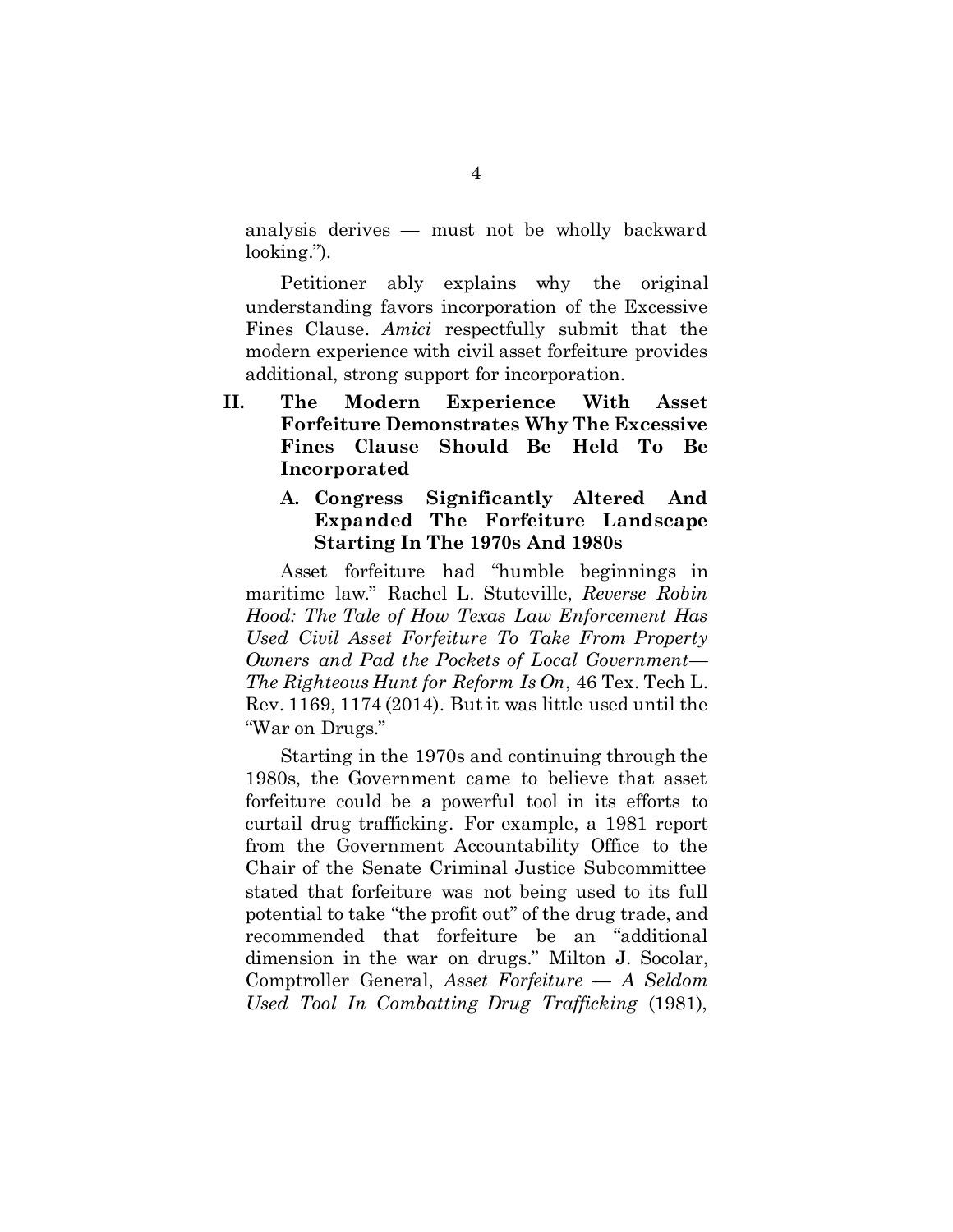analysis derives — must not be wholly backward looking.").

Petitioner ably explains why the original understanding favors incorporation of the Excessive Fines Clause. *Amici* respectfully submit that the modern experience with civil asset forfeiture provides additional, strong support for incorporation.

## II. The Modern Experience With Asset Forfeiture Demonstrates Why The Excessive Fines Clause Should Be Held To Be Incorporated

### A. Congress Significantly Altered And Expanded The Forfeiture Landscape Starting In The 1970s And 1980s

Asset forfeiture had "humble beginnings in maritime law." Rachel L. Stuteville, *Reverse Robin Hood: The Tale of How Texas Law Enforcement Has Used Civil Asset Forfeiture To Take From Property Owners and Pad the Pockets of Local Government—The Righteous Hunt for Reform Is On*, 46 Tex. Tech L. Rev. 1169, 1174 (2014). But it was little used until the "War on Drugs."

Starting in the 1970s and continuing through the 1980s, the Government came to believe that asset forfeiture could be a powerful tool in its efforts to curtail drug trafficking. For example, a 1981 report from the Government Accountability Office to the Chair of the Senate Criminal Justice Subcommittee stated that forfeiture was not being used to its full potential to take "the profit out" of the drug trade, and recommended that forfeiture be an "additional dimension in the war on drugs." Milton J. Socolar, Comptroller General, *Asset Forfeiture — A Seldom Used Tool In Combatting Drug Trafficking* (1981),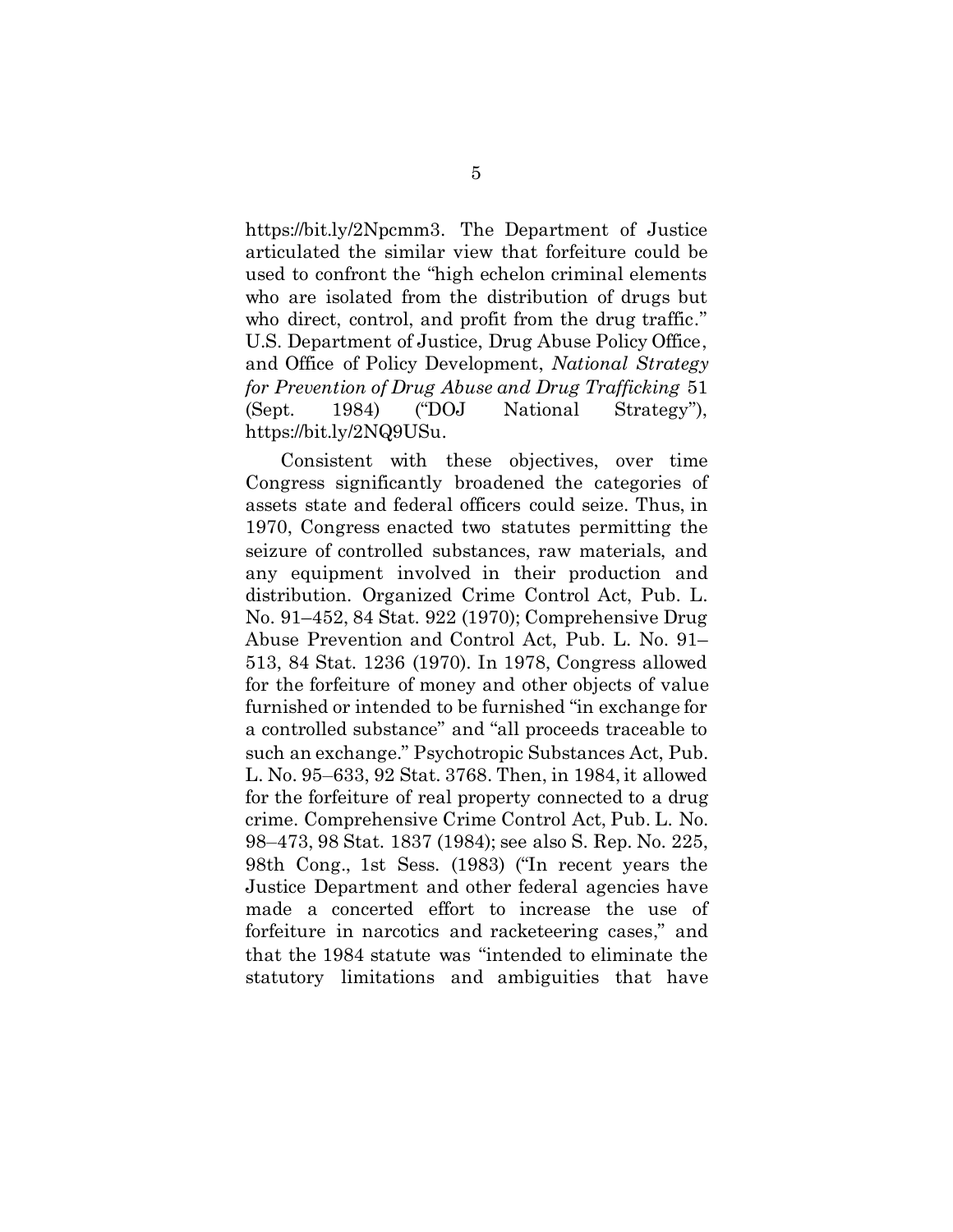https://bit.ly/2Npcmm3. The Department of Justice articulated the similar view that forfeiture could be used to confront the "high echelon criminal elements who are isolated from the distribution of drugs but who direct, control, and profit from the drug traffic." U.S. Department of Justice, Drug Abuse Policy Office, and Office of Policy Development, *National Strategy for Prevention of Drug Abuse and Drug Trafficking* 51 (Sept. 1984) ("DOJ National Strategy"), https://bit.ly/2NQ9USu.

Consistent with these objectives, over time Congress significantly broadened the categories of assets state and federal officers could seize. Thus, in 1970, Congress enacted two statutes permitting the seizure of controlled substances, raw materials, and any equipment involved in their production and distribution. Organized Crime Control Act, Pub. L. No. 91–452, 84 Stat. 922 (1970); Comprehensive Drug Abuse Prevention and Control Act, Pub. L. No. 91–513, 84 Stat. 1236 (1970). In 1978, Congress allowed for the forfeiture of money and other objects of value furnished or intended to be furnished "in exchange for a controlled substance" and "all proceeds traceable to such an exchange." Psychotropic Substances Act, Pub. L. No. 95–633, 92 Stat. 3768. Then, in 1984, it allowed for the forfeiture of real property connected to a drug crime. Comprehensive Crime Control Act, Pub. L. No. 98–473, 98 Stat. 1837 (1984); see also S. Rep. No. 225, 98th Cong., 1st Sess. (1983) ("In recent years the Justice Department and other federal agencies have made a concerted effort to increase the use of forfeiture in narcotics and racketeering cases," and that the 1984 statute was "intended to eliminate the statutory limitations and ambiguities that have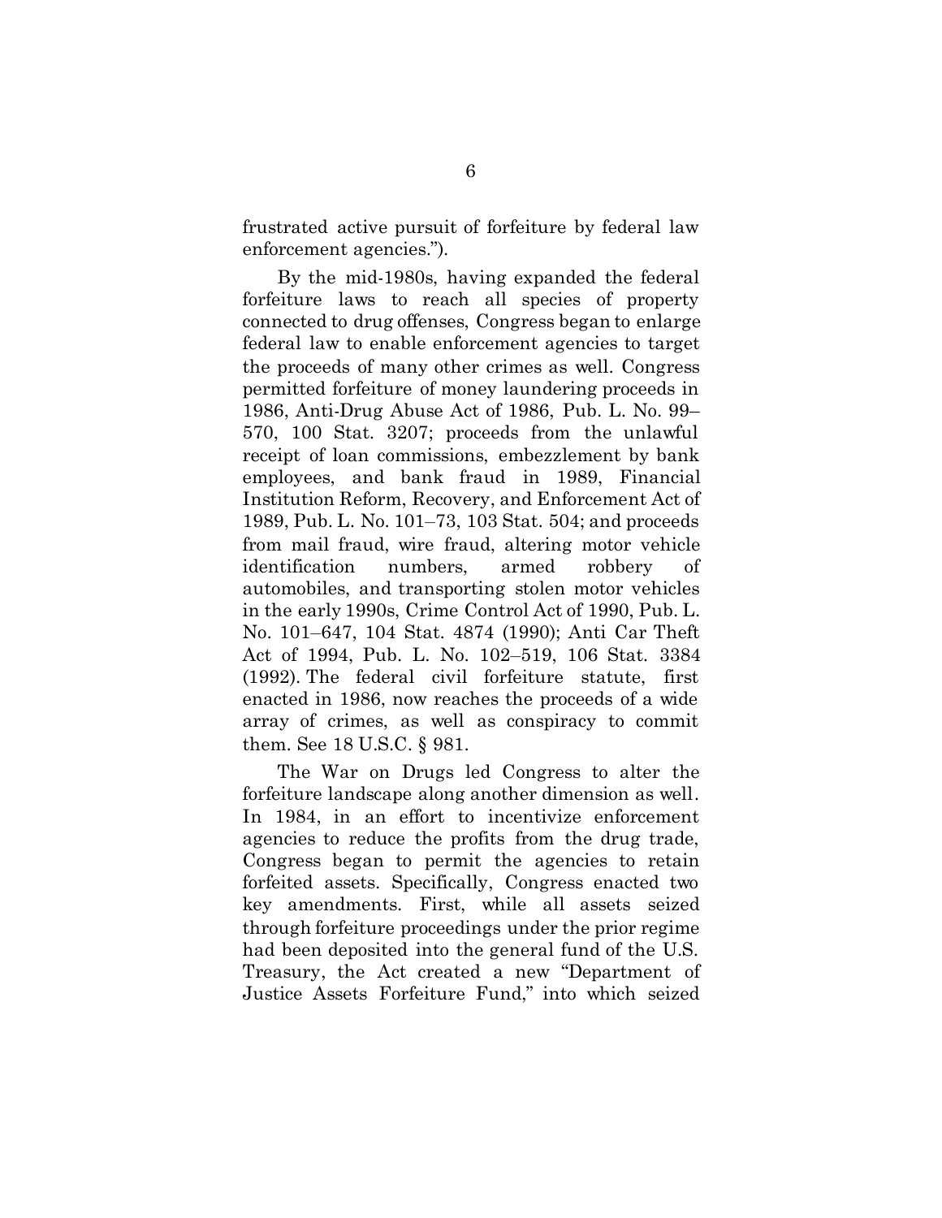frustrated active pursuit of forfeiture by federal law enforcement agencies.").

By the mid-1980s, having expanded the federal forfeiture laws to reach all species of property connected to drug offenses, Congress began to enlarge federal law to enable enforcement agencies to target the proceeds of many other crimes as well. Congress permitted forfeiture of money laundering proceeds in 1986, Anti-Drug Abuse Act of 1986, Pub. L. No. 99–570, 100 Stat. 3207; proceeds from the unlawful receipt of loan commissions, embezzlement by bank employees, and bank fraud in 1989, Financial Institution Reform, Recovery, and Enforcement Act of 1989, Pub. L. No. 101–73, 103 Stat. 504; and proceeds from mail fraud, wire fraud, altering motor vehicle identification numbers, armed robbery of automobiles, and transporting stolen motor vehicles in the early 1990s, Crime Control Act of 1990, Pub. L. No. 101–647, 104 Stat. 4874 (1990); Anti Car Theft Act of 1994, Pub. L. No. 102–519, 106 Stat. 3384 (1992). The federal civil forfeiture statute, first enacted in 1986, now reaches the proceeds of a wide array of crimes, as well as conspiracy to commit them. See 18 U.S.C. § 981.

The War on Drugs led Congress to alter the forfeiture landscape along another dimension as well. In 1984, in an effort to incentivize enforcement agencies to reduce the profits from the drug trade, Congress began to permit the agencies to retain forfeited assets. Specifically, Congress enacted two key amendments. First, while all assets seized through forfeiture proceedings under the prior regime had been deposited into the general fund of the U.S. Treasury, the Act created a new "Department of Justice Assets Forfeiture Fund," into which seized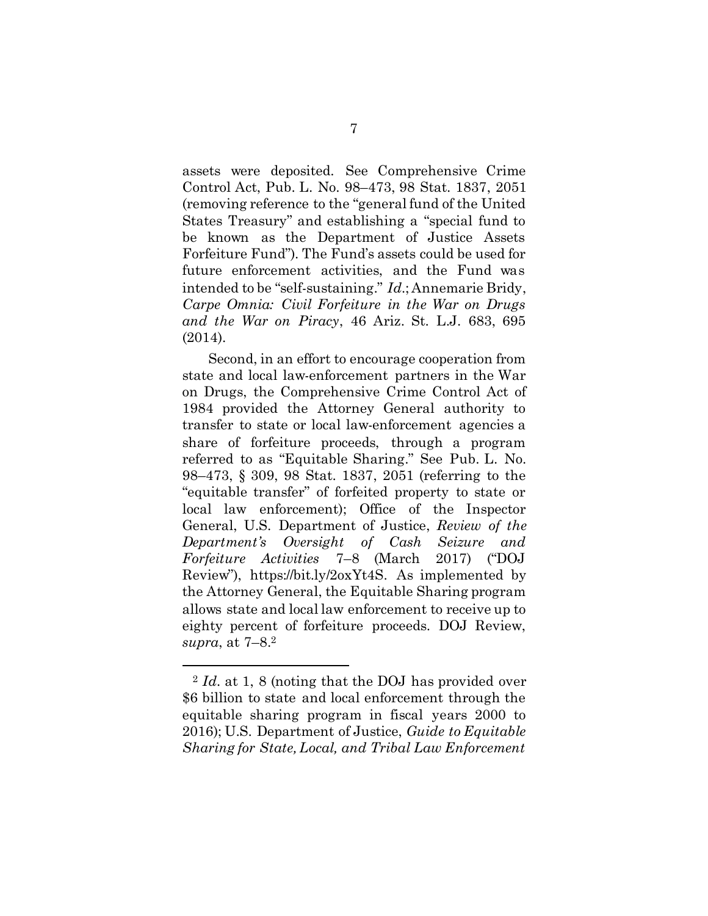assets were deposited. See Comprehensive Crime Control Act, Pub. L. No. 98–473, 98 Stat. 1837, 2051 (removing reference to the "general fund of the United States Treasury" and establishing a "special fund to be known as the Department of Justice Assets Forfeiture Fund"). The Fund's assets could be used for future enforcement activities, and the Fund was intended to be "self-sustaining." *Id.*; Annemarie Bridy, *Carpe Omnia: Civil Forfeiture in the War on Drugs and the War on Piracy*, 46 Ariz. St. L.J. 683, 695 (2014).

Second, in an effort to encourage cooperation from state and local law-enforcement partners in the War on Drugs, the Comprehensive Crime Control Act of 1984 provided the Attorney General authority to transfer to state or local law-enforcement agencies a share of forfeiture proceeds, through a program referred to as "Equitable Sharing." See Pub. L. No. 98–473, § 309, 98 Stat. 1837, 2051 (referring to the "equitable transfer" of forfeited property to state or local law enforcement); Office of the Inspector General, U.S. Department of Justice, *Review of the Department's Oversight of Cash Seizure and Forfeiture Activities* 7–8 (March 2017) ("DOJ Review"), https://bit.ly/2oxYt4S. As implemented by the Attorney General, the Equitable Sharing program allows state and local law enforcement to receive up to eighty percent of forfeiture proceeds. DOJ Review, *supra*, at 7–8.[2]

---

[2] *Id.* at 1, 8 (noting that the DOJ has provided over $6 billion to state and local enforcement through the equitable sharing program in fiscal years 2000 to 2016); U.S. Department of Justice, *Guide to Equitable Sharing for State, Local, and Tribal Law Enforcement*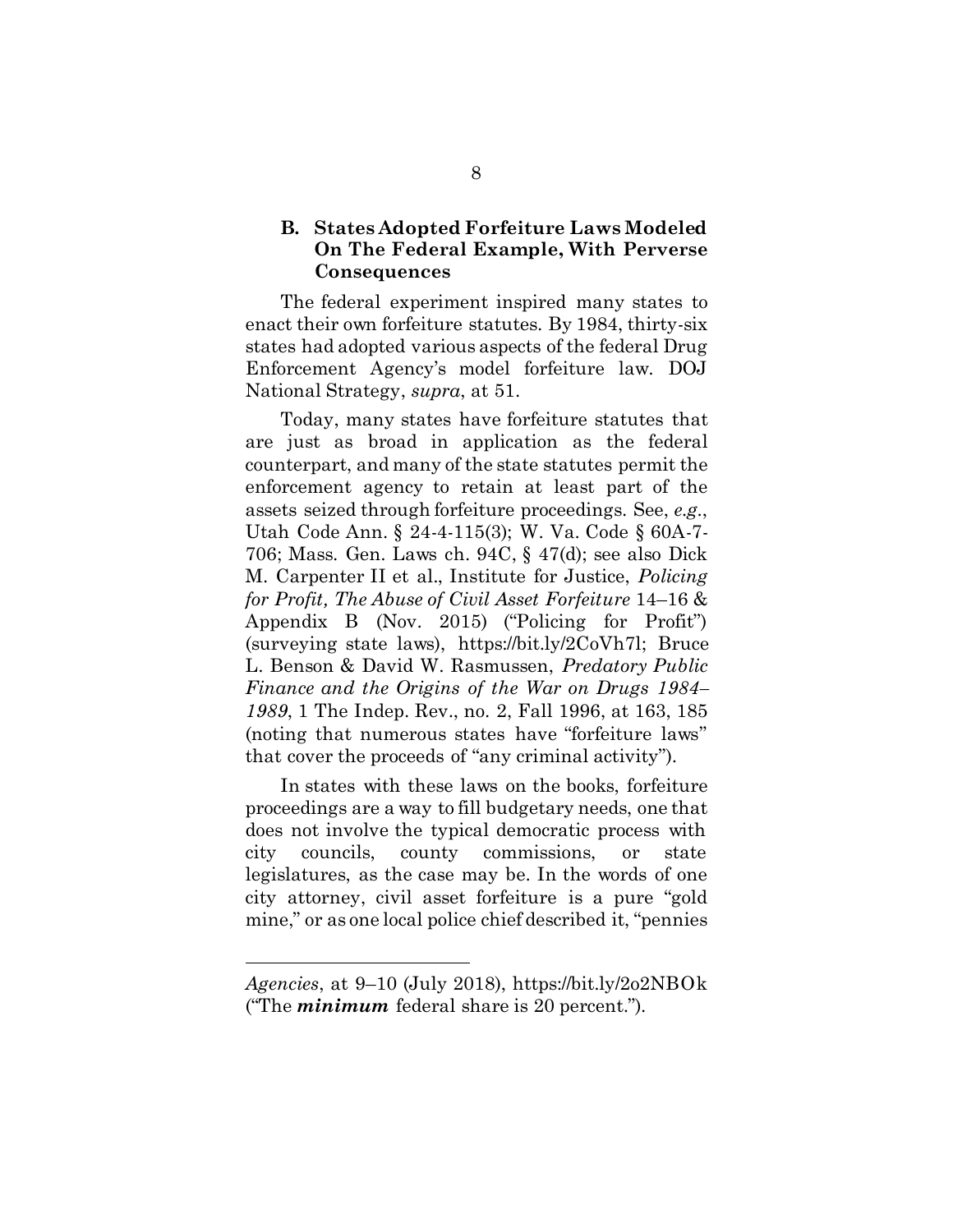### B. States Adopted Forfeiture Laws Modeled On The Federal Example, With Perverse Consequences

The federal experiment inspired many states to enact their own forfeiture statutes. By 1984, thirty-six states had adopted various aspects of the federal Drug Enforcement Agency's model forfeiture law. DOJ National Strategy, *supra*, at 51.

Today, many states have forfeiture statutes that are just as broad in application as the federal counterpart, and many of the state statutes permit the enforcement agency to retain at least part of the assets seized through forfeiture proceedings. See, *e.g.*, Utah Code Ann. § 24-4-115(3); W. Va. Code § 60A-7-706; Mass. Gen. Laws ch. 94C, § 47(d); see also Dick M. Carpenter II et al., Institute for Justice, *Policing for Profit, The Abuse of Civil Asset Forfeiture* 14–16 & Appendix B (Nov. 2015) ("Policing for Profit") (surveying state laws), https://bit.ly/2CoVh7l; Bruce L. Benson & David W. Rasmussen, *Predatory Public Finance and the Origins of the War on Drugs 1984–1989*, 1 The Indep. Rev., no. 2, Fall 1996, at 163, 185 (noting that numerous states have "forfeiture laws" that cover the proceeds of "any criminal activity").

In states with these laws on the books, forfeiture proceedings are a way to fill budgetary needs, one that does not involve the typical democratic process with city councils, county commissions, or state legislatures, as the case may be. In the words of one city attorney, civil asset forfeiture is a pure "gold mine," or as one local police chief described it, "pennies

---

*Agencies*, at 9–10 (July 2018), https://bit.ly/2o2NBOk ("The ***minimum*** federal share is 20 percent.").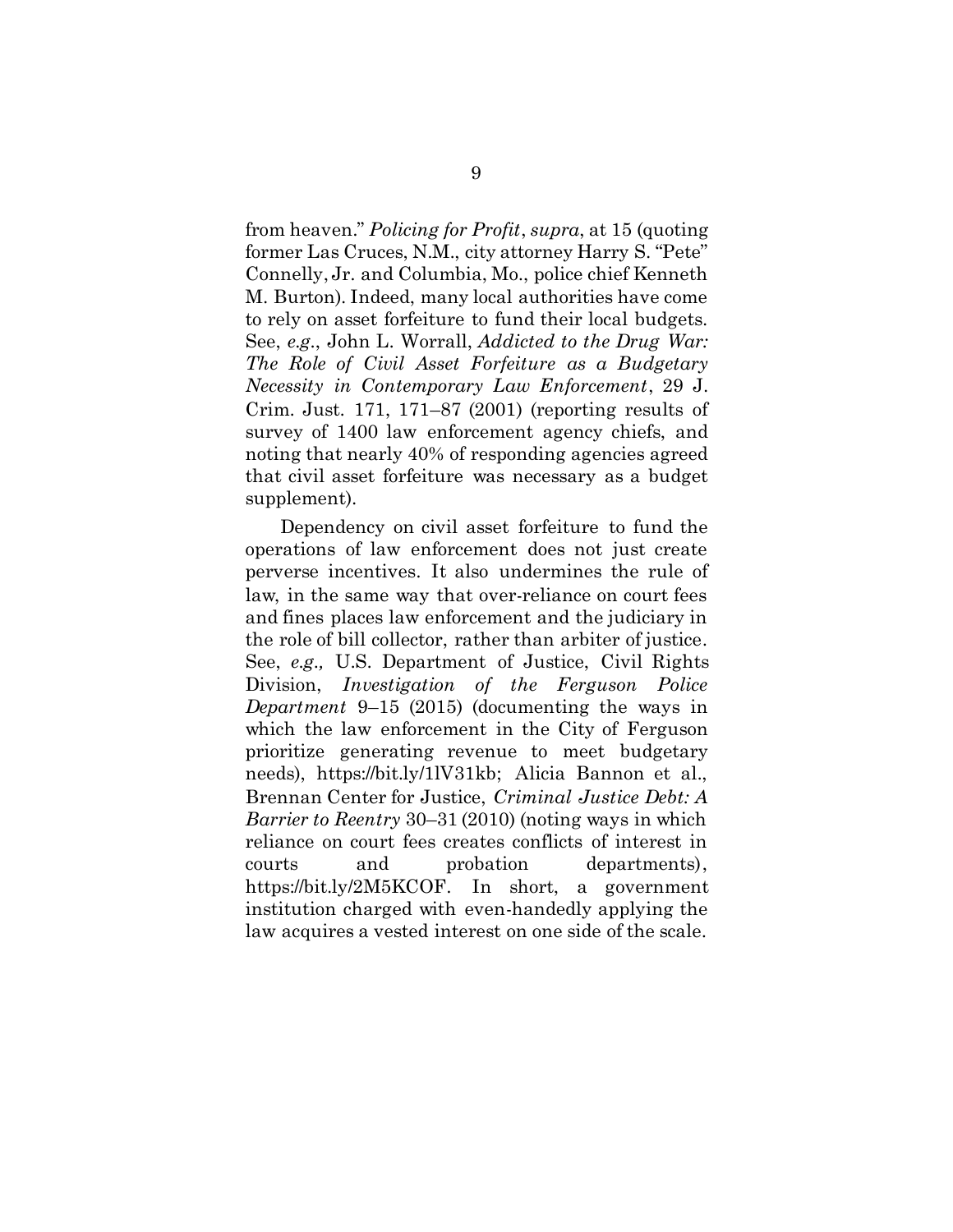from heaven." *Policing for Profit*, *supra*, at 15 (quoting former Las Cruces, N.M., city attorney Harry S. "Pete" Connelly, Jr. and Columbia, Mo., police chief Kenneth M. Burton). Indeed, many local authorities have come to rely on asset forfeiture to fund their local budgets. See, *e.g*., John L. Worrall, *Addicted to the Drug War: The Role of Civil Asset Forfeiture as a Budgetary Necessity in Contemporary Law Enforcement*, 29 J. Crim. Just. 171, 171–87 (2001) (reporting results of survey of 1400 law enforcement agency chiefs, and noting that nearly 40% of responding agencies agreed that civil asset forfeiture was necessary as a budget supplement).

Dependency on civil asset forfeiture to fund the operations of law enforcement does not just create perverse incentives. It also undermines the rule of law, in the same way that over-reliance on court fees and fines places law enforcement and the judiciary in the role of bill collector, rather than arbiter of justice. See, *e.g.,* U.S. Department of Justice, Civil Rights Division, *Investigation of the Ferguson Police Department* 9–15 (2015) (documenting the ways in which the law enforcement in the City of Ferguson prioritize generating revenue to meet budgetary needs), https://bit.ly/1lV31kb; Alicia Bannon et al., Brennan Center for Justice, *Criminal Justice Debt: A Barrier to Reentry* 30–31 (2010) (noting ways in which reliance on court fees creates conflicts of interest in courts and probation departments), https://bit.ly/2M5KCOF. In short, a government institution charged with even-handedly applying the law acquires a vested interest on one side of the scale.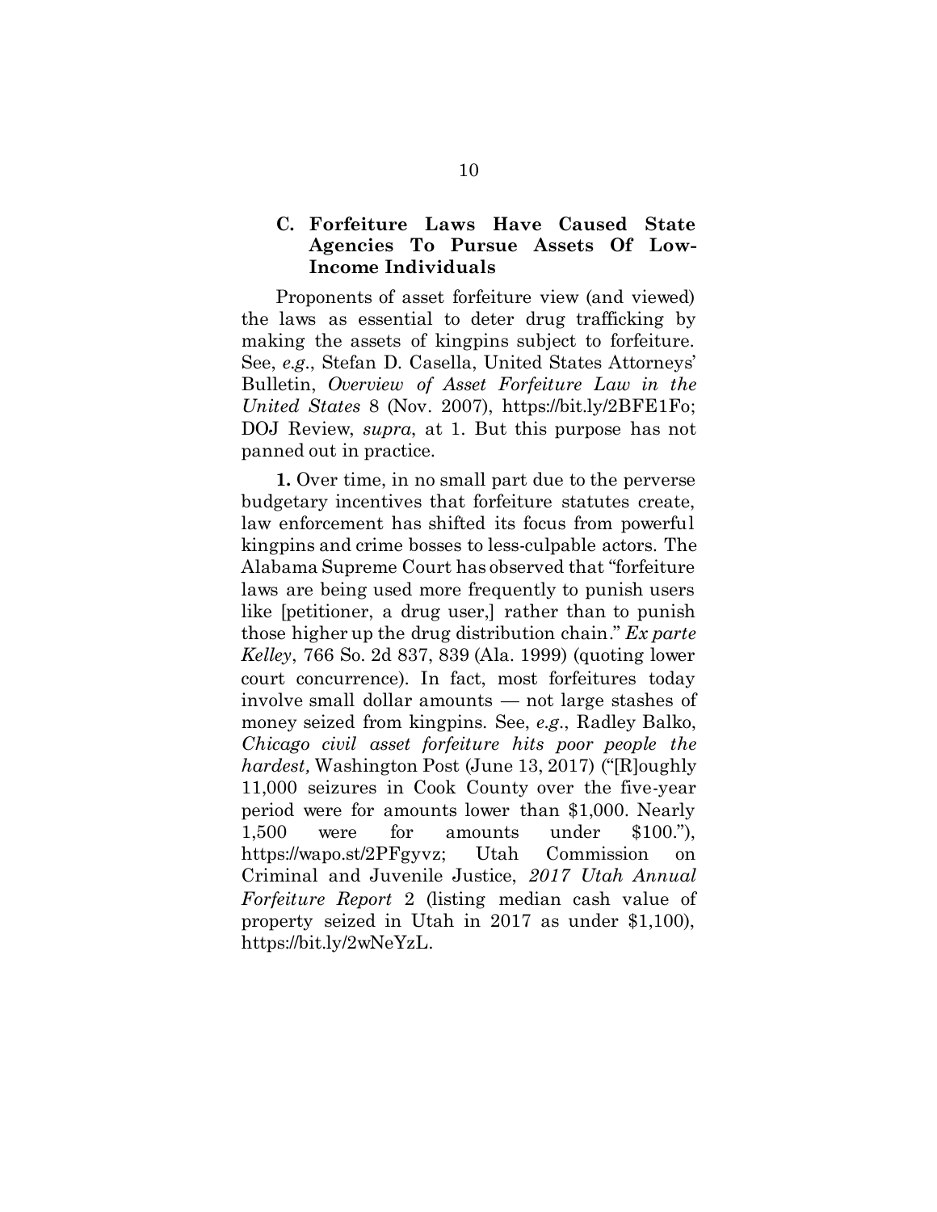### C. Forfeiture Laws Have Caused State Agencies To Pursue Assets Of Low-Income Individuals

Proponents of asset forfeiture view (and viewed) the laws as essential to deter drug trafficking by making the assets of kingpins subject to forfeiture. See, *e.g.*, Stefan D. Casella, United States Attorneys' Bulletin, *Overview of Asset Forfeiture Law in the United States* 8 (Nov. 2007), https://bit.ly/2BFE1Fo; DOJ Review, *supra*, at 1. But this purpose has not panned out in practice.

**1.** Over time, in no small part due to the perverse budgetary incentives that forfeiture statutes create, law enforcement has shifted its focus from powerful kingpins and crime bosses to less-culpable actors. The Alabama Supreme Court has observed that "forfeiture laws are being used more frequently to punish users like [petitioner, a drug user,] rather than to punish those higher up the drug distribution chain." *Ex parte Kelley*, 766 So. 2d 837, 839 (Ala. 1999) (quoting lower court concurrence). In fact, most forfeitures today involve small dollar amounts — not large stashes of money seized from kingpins. See, *e.g.*, Radley Balko, *Chicago civil asset forfeiture hits poor people the hardest,* Washington Post (June 13, 2017) ("[R]oughly 11,000 seizures in Cook County over the five-year period were for amounts lower than $1,000. Nearly 1,500 were for amounts under $100."), https://wapo.st/2PFgyvz; Utah Commission on Criminal and Juvenile Justice, *2017 Utah Annual Forfeiture Report* 2 (listing median cash value of property seized in Utah in 2017 as under $1,100), https://bit.ly/2wNeYzL.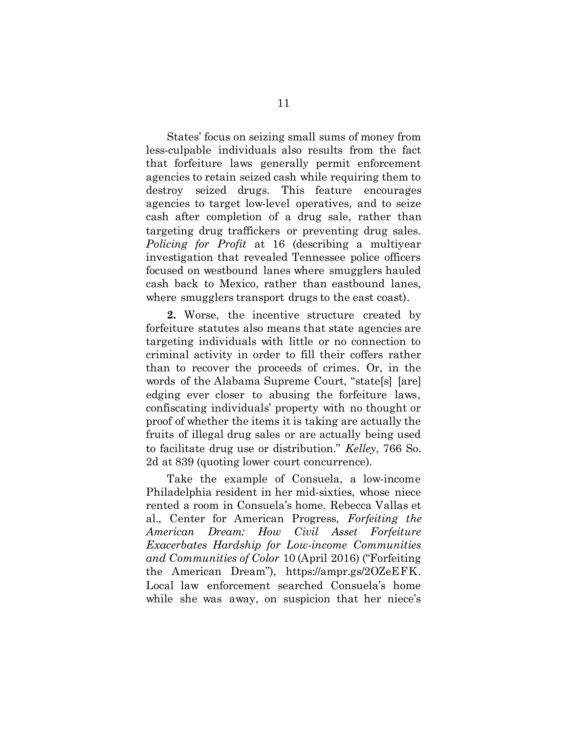States' focus on seizing small sums of money from less-culpable individuals also results from the fact that forfeiture laws generally permit enforcement agencies to retain seized cash while requiring them to destroy seized drugs. This feature encourages agencies to target low-level operatives, and to seize cash after completion of a drug sale, rather than targeting drug traffickers or preventing drug sales. *Policing for Profit* at 16 (describing a multiyear investigation that revealed Tennessee police officers focused on westbound lanes where smugglers hauled cash back to Mexico, rather than eastbound lanes, where smugglers transport drugs to the east coast).

**2.** Worse, the incentive structure created by forfeiture statutes also means that state agencies are targeting individuals with little or no connection to criminal activity in order to fill their coffers rather than to recover the proceeds of crimes. Or, in the words of the Alabama Supreme Court, "state[s] [are] edging ever closer to abusing the forfeiture laws, confiscating individuals' property with no thought or proof of whether the items it is taking are actually the fruits of illegal drug sales or are actually being used to facilitate drug use or distribution." *Kelley*, 766 So. 2d at 839 (quoting lower court concurrence).

Take the example of Consuela, a low-income Philadelphia resident in her mid-sixties, whose niece rented a room in Consuela's home. Rebecca Vallas et al., Center for American Progress, *Forfeiting the American Dream: How Civil Asset Forfeiture Exacerbates Hardship for Low-income Communities and Communities of Color* 10 (April 2016) ("Forfeiting the American Dream"), https://ampr.gs/2OZeEFK. Local law enforcement searched Consuela's home while she was away, on suspicion that her niece's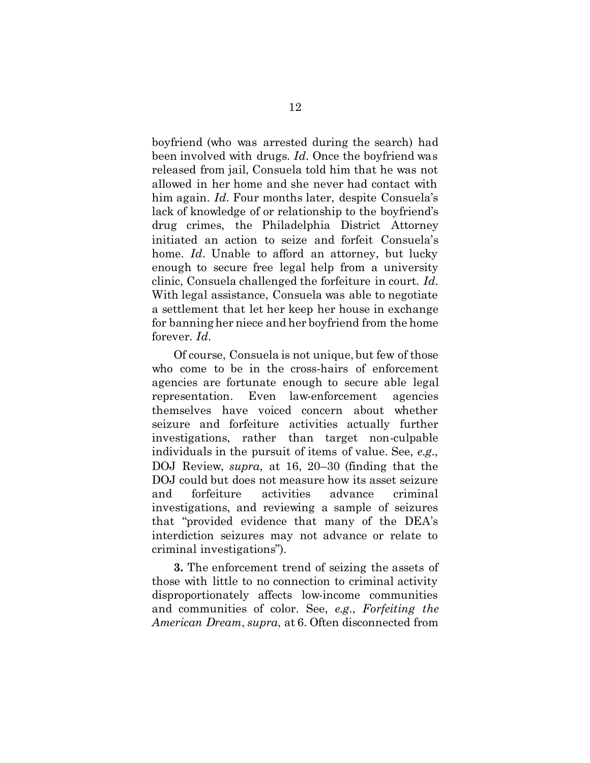boyfriend (who was arrested during the search) had been involved with drugs. *Id*. Once the boyfriend was released from jail, Consuela told him that he was not allowed in her home and she never had contact with him again. *Id*. Four months later, despite Consuela's lack of knowledge of or relationship to the boyfriend's drug crimes, the Philadelphia District Attorney initiated an action to seize and forfeit Consuela's home. *Id*. Unable to afford an attorney, but lucky enough to secure free legal help from a university clinic, Consuela challenged the forfeiture in court. *Id*. With legal assistance, Consuela was able to negotiate a settlement that let her keep her house in exchange for banning her niece and her boyfriend from the home forever. *Id*.

Of course, Consuela is not unique, but few of those who come to be in the cross-hairs of enforcement agencies are fortunate enough to secure able legal representation. Even law-enforcement agencies themselves have voiced concern about whether seizure and forfeiture activities actually further investigations, rather than target non-culpable individuals in the pursuit of items of value. See, *e.g.*, DOJ Review, *supra*, at 16, 20–30 (finding that the DOJ could but does not measure how its asset seizure and forfeiture activities advance criminal investigations, and reviewing a sample of seizures that "provided evidence that many of the DEA's interdiction seizures may not advance or relate to criminal investigations").

**3.** The enforcement trend of seizing the assets of those with little to no connection to criminal activity disproportionately affects low-income communities and communities of color. See, *e.g.*, *Forfeiting the American Dream*, *supra*, at 6. Often disconnected from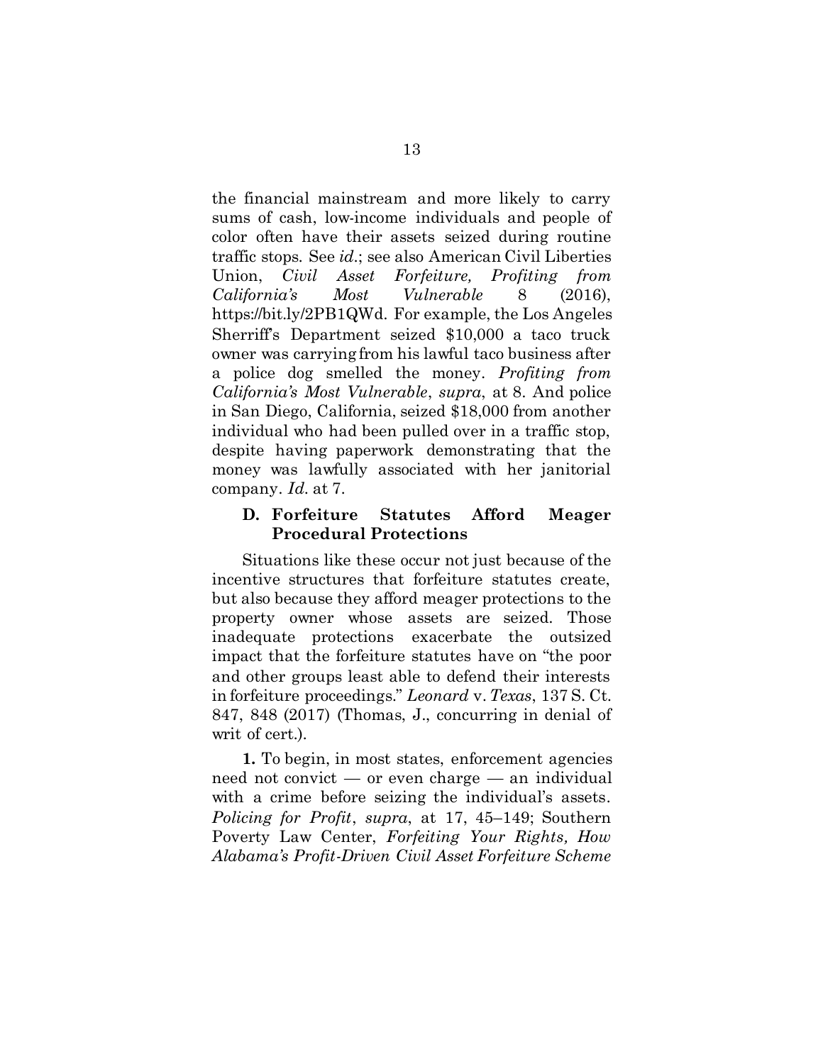the financial mainstream and more likely to carry sums of cash, low-income individuals and people of color often have their assets seized during routine traffic stops. See *id*.; see also American Civil Liberties Union, *Civil Asset Forfeiture, Profiting from California's Most Vulnerable* 8 (2016), https://bit.ly/2PB1QWd. For example, the Los Angeles Sherriff's Department seized $10,000 a taco truck owner was carrying from his lawful taco business after a police dog smelled the money. *Profiting from California's Most Vulnerable*, *supra*, at 8. And police in San Diego, California, seized $18,000 from another individual who had been pulled over in a traffic stop, despite having paperwork demonstrating that the money was lawfully associated with her janitorial company. *Id*. at 7.

### D. Forfeiture Statutes Afford Meager Procedural Protections

Situations like these occur not just because of the incentive structures that forfeiture statutes create, but also because they afford meager protections to the property owner whose assets are seized. Those inadequate protections exacerbate the outsized impact that the forfeiture statutes have on "the poor and other groups least able to defend their interests in forfeiture proceedings." *Leonard* v. *Texas*, 137 S. Ct. 847, 848 (2017) (Thomas, J., concurring in denial of writ of cert.).

**1.** To begin, in most states, enforcement agencies need not convict — or even charge — an individual with a crime before seizing the individual's assets. *Policing for Profit*, *supra*, at 17, 45–149; Southern Poverty Law Center, *Forfeiting Your Rights, How Alabama's Profit-Driven Civil Asset Forfeiture Scheme*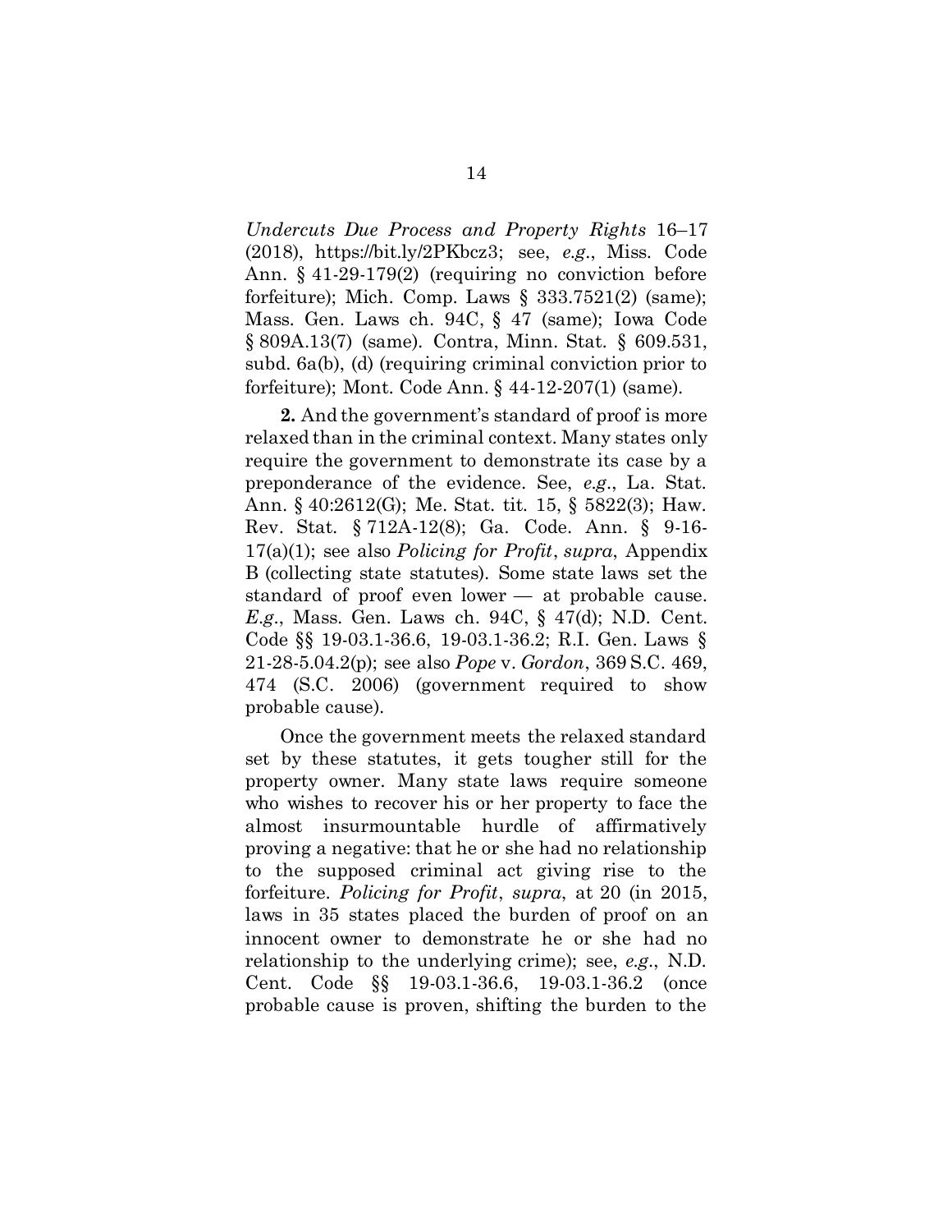*Undercuts Due Process and Property Rights* 16–17 (2018), https://bit.ly/2PKbcz3; see, *e.g.*, Miss. Code Ann. § 41-29-179(2) (requiring no conviction before forfeiture); Mich. Comp. Laws § 333.7521(2) (same); Mass. Gen. Laws ch. 94C, § 47 (same); Iowa Code § 809A.13(7) (same). Contra, Minn. Stat. § 609.531, subd. 6a(b), (d) (requiring criminal conviction prior to forfeiture); Mont. Code Ann. § 44-12-207(1) (same).

**2.** And the government's standard of proof is more relaxed than in the criminal context. Many states only require the government to demonstrate its case by a preponderance of the evidence. See, *e.g.*, La. Stat. Ann. § 40:2612(G); Me. Stat. tit. 15, § 5822(3); Haw. Rev. Stat. § 712A-12(8); Ga. Code. Ann. § 9-16-17(a)(1); see also *Policing for Profit*, *supra*, Appendix B (collecting state statutes). Some state laws set the standard of proof even lower — at probable cause. *E.g.*, Mass. Gen. Laws ch. 94C, § 47(d); N.D. Cent. Code §§ 19-03.1-36.6, 19-03.1-36.2; R.I. Gen. Laws § 21-28-5.04.2(p); see also *Pope* v. *Gordon*, 369 S.C. 469, 474 (S.C. 2006) (government required to show probable cause).

Once the government meets the relaxed standard set by these statutes, it gets tougher still for the property owner. Many state laws require someone who wishes to recover his or her property to face the almost insurmountable hurdle of affirmatively proving a negative: that he or she had no relationship to the supposed criminal act giving rise to the forfeiture. *Policing for Profit*, *supra*, at 20 (in 2015, laws in 35 states placed the burden of proof on an innocent owner to demonstrate he or she had no relationship to the underlying crime); see, *e.g.*, N.D. Cent. Code §§ 19-03.1-36.6, 19-03.1-36.2 (once probable cause is proven, shifting the burden to the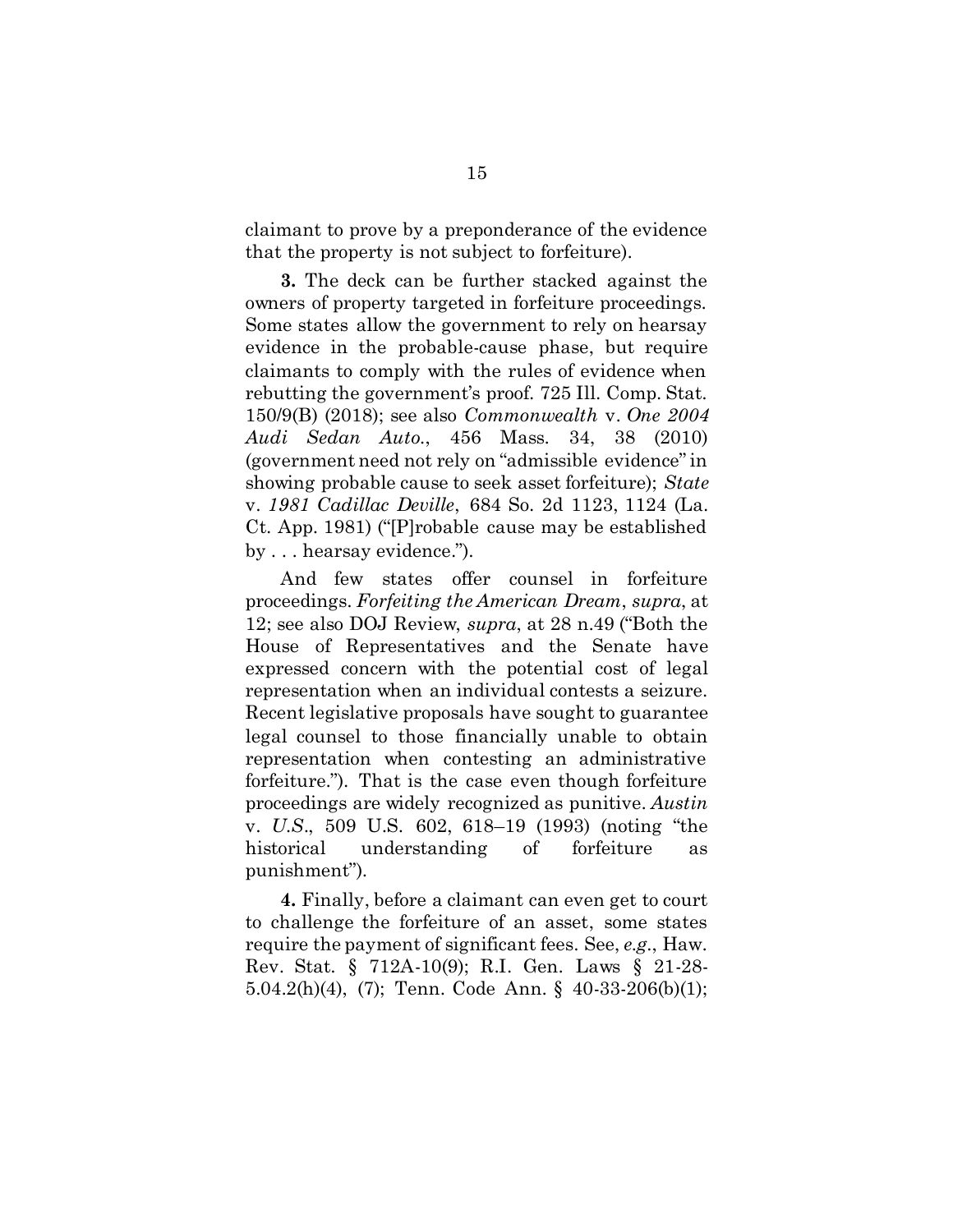claimant to prove by a preponderance of the evidence that the property is not subject to forfeiture).

**3.** The deck can be further stacked against the owners of property targeted in forfeiture proceedings. Some states allow the government to rely on hearsay evidence in the probable-cause phase, but require claimants to comply with the rules of evidence when rebutting the government's proof. 725 Ill. Comp. Stat. 150/9(B) (2018); see also *Commonwealth* v. *One 2004 Audi Sedan Auto.*, 456 Mass. 34, 38 (2010) (government need not rely on "admissible evidence" in showing probable cause to seek asset forfeiture); *State* v. *1981 Cadillac Deville*, 684 So. 2d 1123, 1124 (La. Ct. App. 1981) ("[P]robable cause may be established by . . . hearsay evidence.").

And few states offer counsel in forfeiture proceedings. *Forfeiting the American Dream*, *supra*, at 12; see also DOJ Review, *supra*, at 28 n.49 ("Both the House of Representatives and the Senate have expressed concern with the potential cost of legal representation when an individual contests a seizure. Recent legislative proposals have sought to guarantee legal counsel to those financially unable to obtain representation when contesting an administrative forfeiture."). That is the case even though forfeiture proceedings are widely recognized as punitive. *Austin* v. *U.S.*, 509 U.S. 602, 618–19 (1993) (noting "the historical understanding of forfeiture as punishment").

**4.** Finally, before a claimant can even get to court to challenge the forfeiture of an asset, some states require the payment of significant fees. See, *e.g.*, Haw. Rev. Stat. § 712A-10(9); R.I. Gen. Laws § 21-28-5.04.2(h)(4), (7); Tenn. Code Ann. § 40-33-206(b)(1);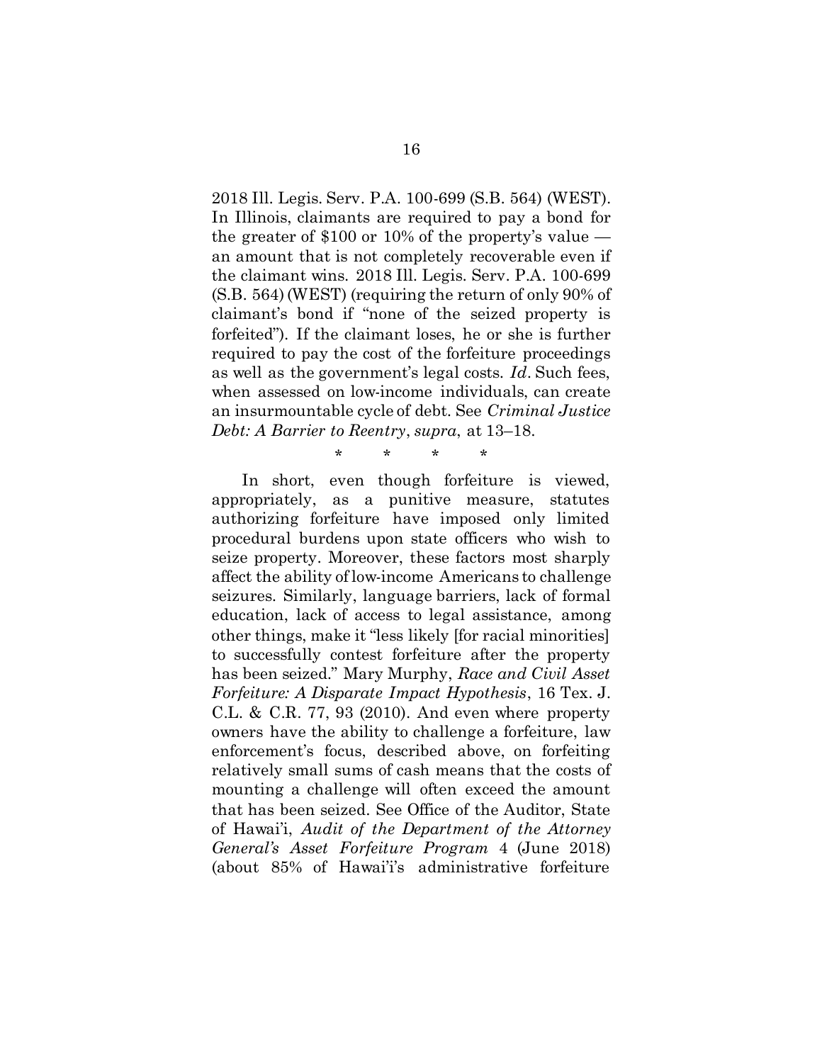2018 Ill. Legis. Serv. P.A. 100-699 (S.B. 564) (WEST). In Illinois, claimants are required to pay a bond for the greater of $100 or 10% of the property's value — an amount that is not completely recoverable even if the claimant wins. 2018 Ill. Legis. Serv. P.A. 100-699 (S.B. 564) (WEST) (requiring the return of only 90% of claimant's bond if "none of the seized property is forfeited"). If the claimant loses, he or she is further required to pay the cost of the forfeiture proceedings as well as the government's legal costs. *Id*. Such fees, when assessed on low-income individuals, can create an insurmountable cycle of debt. See *Criminal Justice Debt: A Barrier to Reentry*, *supra*, at 13–18.

\* \* \* \*

In short, even though forfeiture is viewed, appropriately, as a punitive measure, statutes authorizing forfeiture have imposed only limited procedural burdens upon state officers who wish to seize property. Moreover, these factors most sharply affect the ability of low-income Americans to challenge seizures. Similarly, language barriers, lack of formal education, lack of access to legal assistance, among other things, make it "less likely [for racial minorities] to successfully contest forfeiture after the property has been seized." Mary Murphy, *Race and Civil Asset Forfeiture: A Disparate Impact Hypothesis*, 16 Tex. J. C.L. & C.R. 77, 93 (2010). And even where property owners have the ability to challenge a forfeiture, law enforcement's focus, described above, on forfeiting relatively small sums of cash means that the costs of mounting a challenge will often exceed the amount that has been seized. See Office of the Auditor, State of Hawai'i, *Audit of the Department of the Attorney General's Asset Forfeiture Program* 4 (June 2018) (about 85% of Hawai'i's administrative forfeiture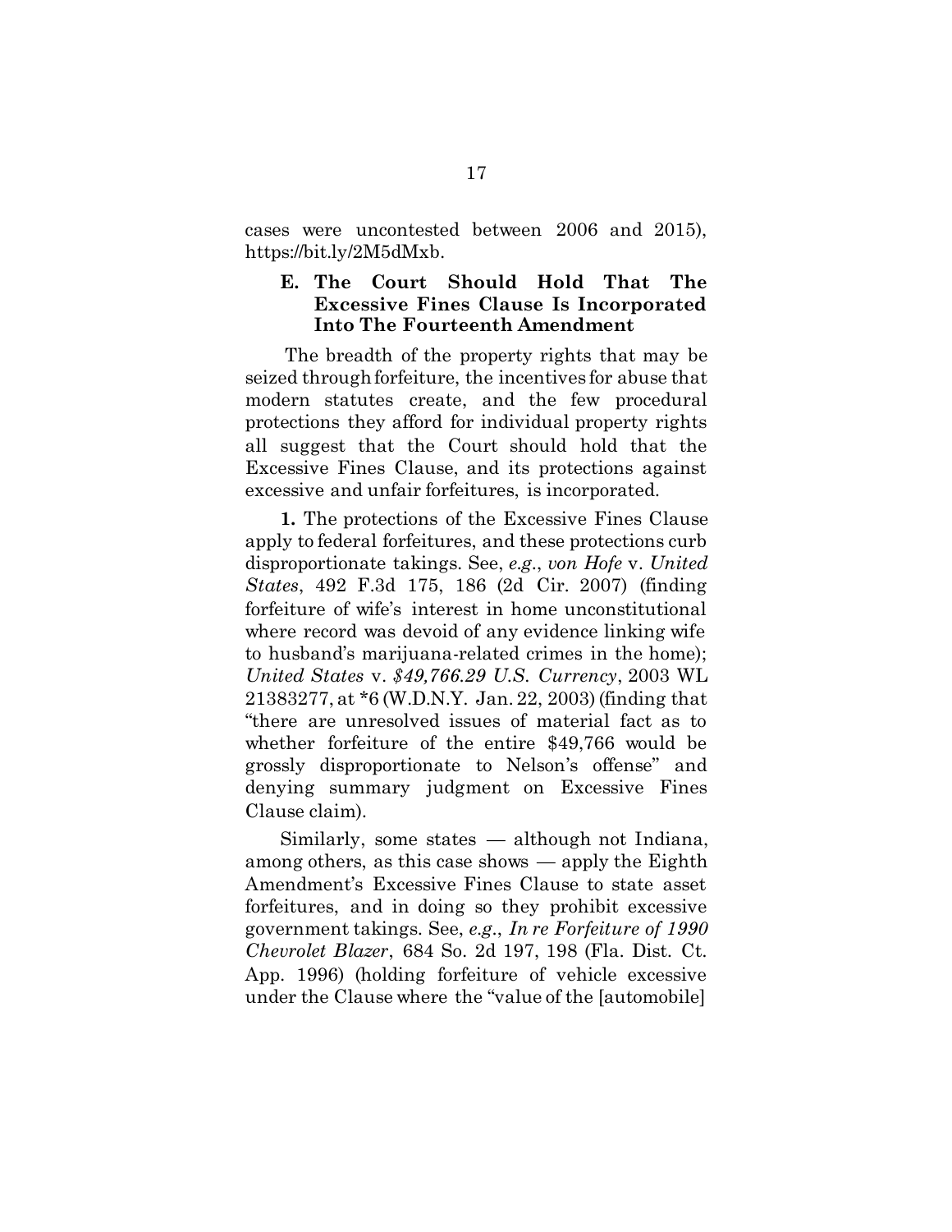cases were uncontested between 2006 and 2015), https://bit.ly/2M5dMxb.

### E. The Court Should Hold That The Excessive Fines Clause Is Incorporated Into The Fourteenth Amendment

The breadth of the property rights that may be seized through forfeiture, the incentives for abuse that modern statutes create, and the few procedural protections they afford for individual property rights all suggest that the Court should hold that the Excessive Fines Clause, and its protections against excessive and unfair forfeitures, is incorporated.

**1.** The protections of the Excessive Fines Clause apply to federal forfeitures, and these protections curb disproportionate takings. See, *e.g.*, *von Hofe* v. *United States*, 492 F.3d 175, 186 (2d Cir. 2007) (finding forfeiture of wife's interest in home unconstitutional where record was devoid of any evidence linking wife to husband's marijuana-related crimes in the home); *United States* v. *$49,766.29 U.S. Currency*, 2003 WL 21383277, at *6 (W.D.N.Y. Jan. 22, 2003) (finding that "there are unresolved issues of material fact as to whether forfeiture of the entire $49,766 would be grossly disproportionate to Nelson's offense" and denying summary judgment on Excessive Fines Clause claim).

Similarly, some states — although not Indiana, among others, as this case shows — apply the Eighth Amendment's Excessive Fines Clause to state asset forfeitures, and in doing so they prohibit excessive government takings. See, *e.g.*, *In re Forfeiture of 1990 Chevrolet Blazer*, 684 So. 2d 197, 198 (Fla. Dist. Ct. App. 1996) (holding forfeiture of vehicle excessive under the Clause where the "value of the [automobile]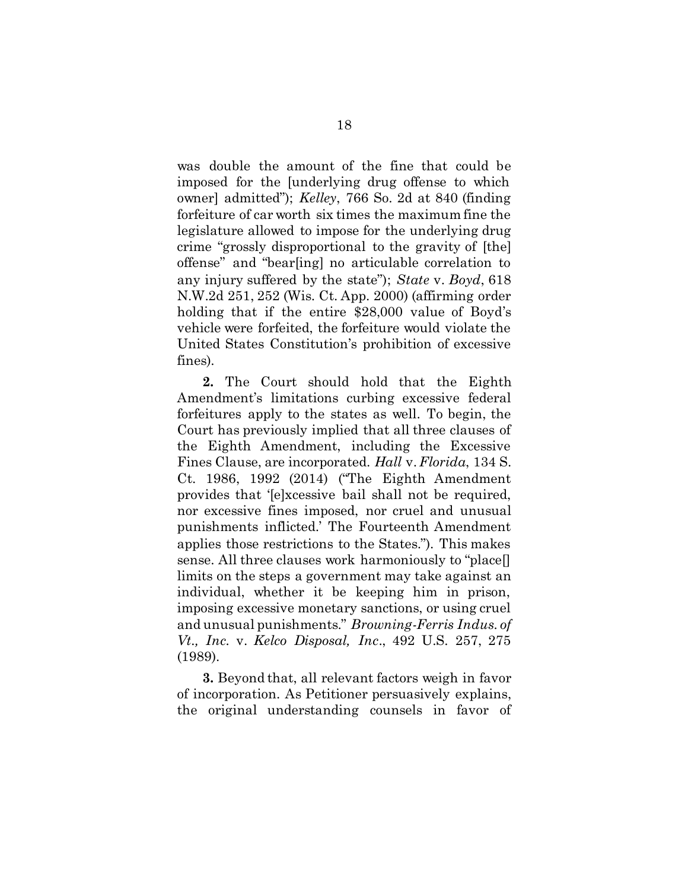was double the amount of the fine that could be imposed for the [underlying drug offense to which owner] admitted"); *Kelley*, 766 So. 2d at 840 (finding forfeiture of car worth six times the maximum fine the legislature allowed to impose for the underlying drug crime "grossly disproportional to the gravity of [the] offense" and "bear[ing] no articulable correlation to any injury suffered by the state"); *State* v. *Boyd*, 618 N.W.2d 251, 252 (Wis. Ct. App. 2000) (affirming order holding that if the entire $28,000 value of Boyd's vehicle were forfeited, the forfeiture would violate the United States Constitution's prohibition of excessive fines).

**2.** The Court should hold that the Eighth Amendment's limitations curbing excessive federal forfeitures apply to the states as well. To begin, the Court has previously implied that all three clauses of the Eighth Amendment, including the Excessive Fines Clause, are incorporated. *Hall* v. *Florida*, 134 S. Ct. 1986, 1992 (2014) ("The Eighth Amendment provides that '[e]xcessive bail shall not be required, nor excessive fines imposed, nor cruel and unusual punishments inflicted.' The Fourteenth Amendment applies those restrictions to the States."). This makes sense. All three clauses work harmoniously to "place[] limits on the steps a government may take against an individual, whether it be keeping him in prison, imposing excessive monetary sanctions, or using cruel and unusual punishments." *Browning-Ferris Indus. of Vt., Inc.* v. *Kelco Disposal, Inc*., 492 U.S. 257, 275 (1989).

**3.** Beyond that, all relevant factors weigh in favor of incorporation. As Petitioner persuasively explains, the original understanding counsels in favor of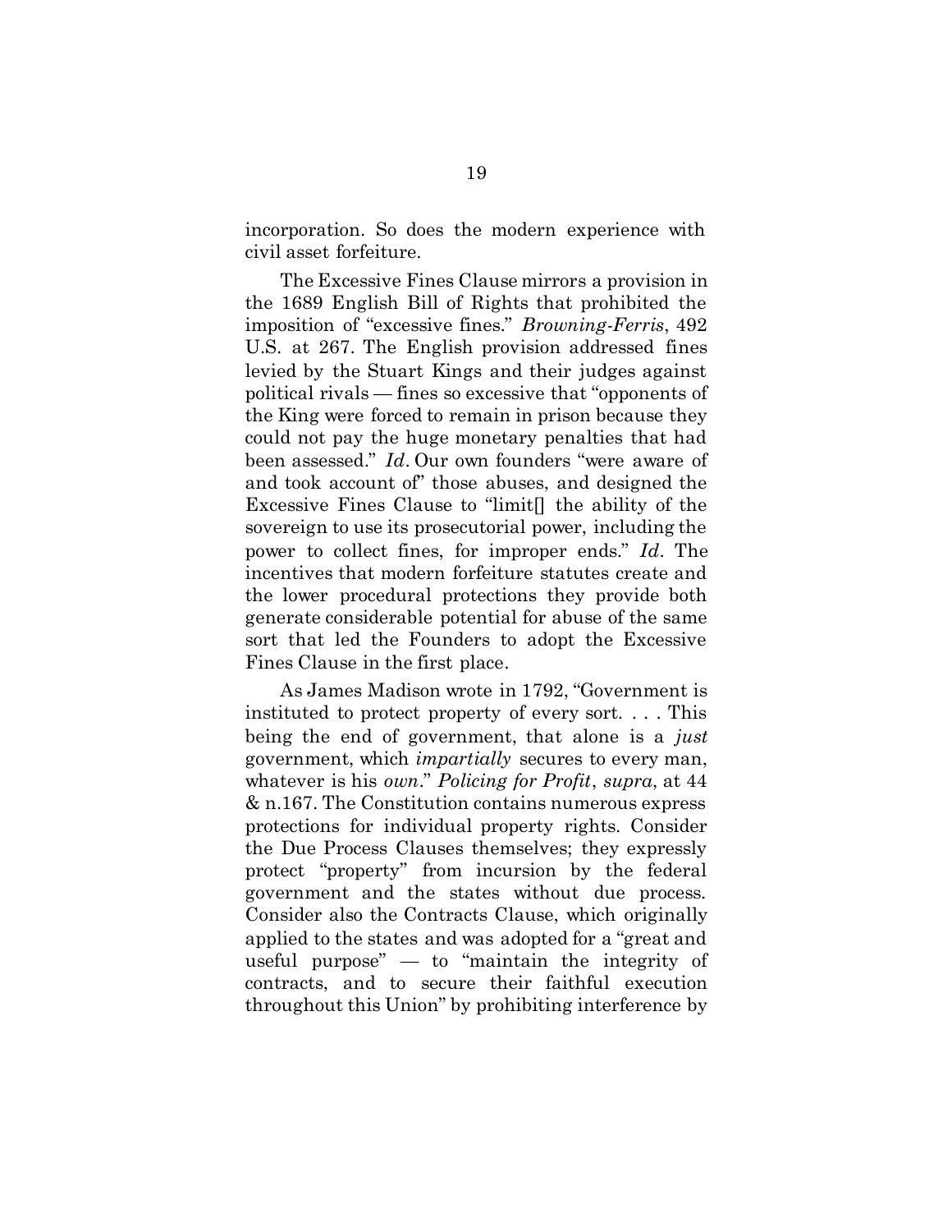incorporation. So does the modern experience with civil asset forfeiture.

The Excessive Fines Clause mirrors a provision in the 1689 English Bill of Rights that prohibited the imposition of "excessive fines." *Browning-Ferris*, 492 U.S. at 267. The English provision addressed fines levied by the Stuart Kings and their judges against political rivals — fines so excessive that "opponents of the King were forced to remain in prison because they could not pay the huge monetary penalties that had been assessed." *Id*. Our own founders "were aware of and took account of" those abuses, and designed the Excessive Fines Clause to "limit[] the ability of the sovereign to use its prosecutorial power, including the power to collect fines, for improper ends." *Id*. The incentives that modern forfeiture statutes create and the lower procedural protections they provide both generate considerable potential for abuse of the same sort that led the Founders to adopt the Excessive Fines Clause in the first place.

As James Madison wrote in 1792, "Government is instituted to protect property of every sort. . . . This being the end of government, that alone is a *just* government, which *impartially* secures to every man, whatever is his *own*." *Policing for Profit*, *supra*, at 44 & n.167. The Constitution contains numerous express protections for individual property rights. Consider the Due Process Clauses themselves; they expressly protect "property" from incursion by the federal government and the states without due process. Consider also the Contracts Clause, which originally applied to the states and was adopted for a "great and useful purpose" — to "maintain the integrity of contracts, and to secure their faithful execution throughout this Union" by prohibiting interference by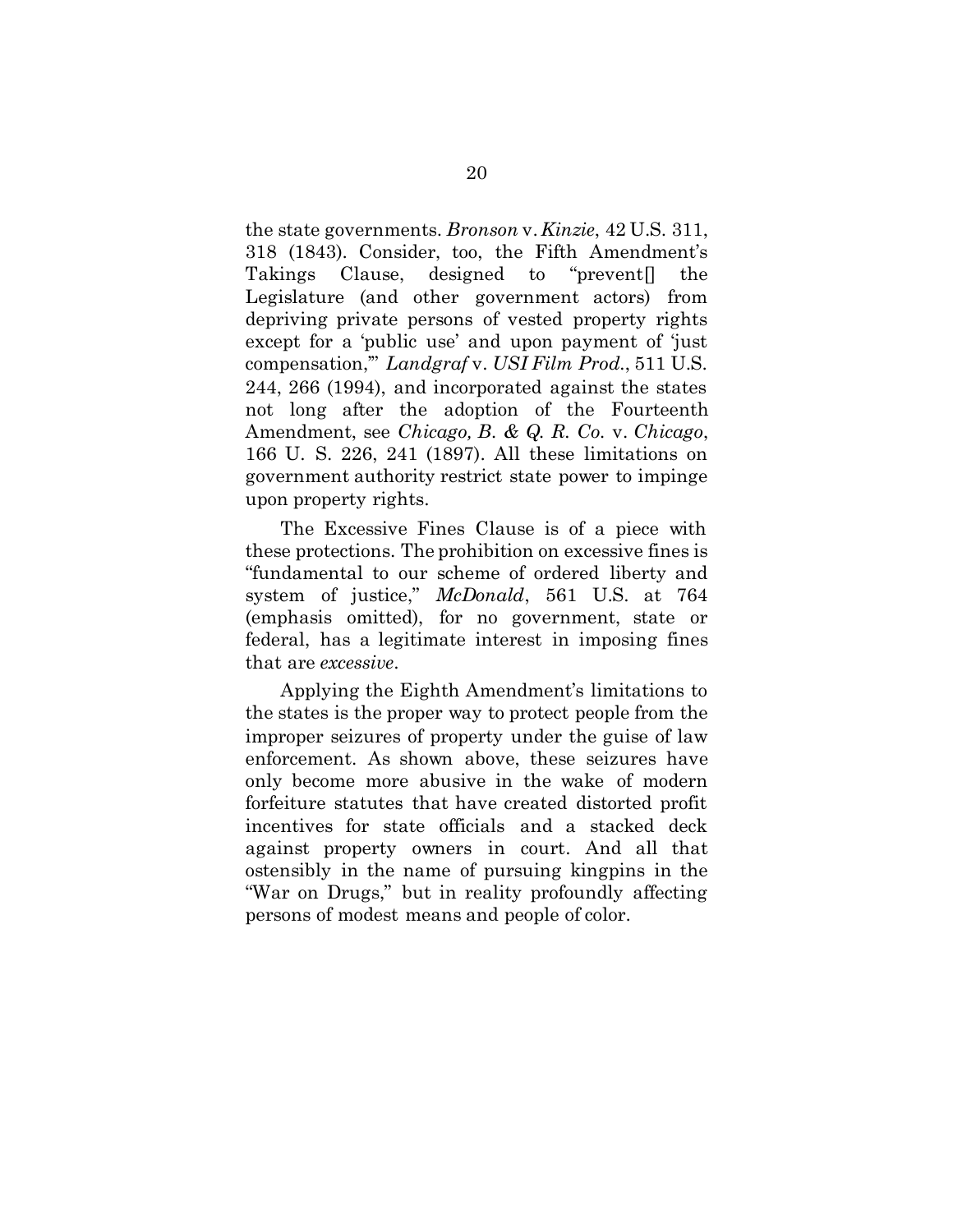the state governments. *Bronson* v. *Kinzie*, 42 U.S. 311, 318 (1843). Consider, too, the Fifth Amendment's Takings Clause, designed to "prevent[] the Legislature (and other government actors) from depriving private persons of vested property rights except for a 'public use' and upon payment of 'just compensation,'" *Landgraf* v. *USI Film Prod.*, 511 U.S. 244, 266 (1994), and incorporated against the states not long after the adoption of the Fourteenth Amendment, see *Chicago, B. & Q. R. Co.* v. *Chicago*, 166 U. S. 226, 241 (1897). All these limitations on government authority restrict state power to impinge upon property rights.

The Excessive Fines Clause is of a piece with these protections. The prohibition on excessive fines is "fundamental to our scheme of ordered liberty and system of justice," *McDonald*, 561 U.S. at 764 (emphasis omitted), for no government, state or federal, has a legitimate interest in imposing fines that are *excessive*.

Applying the Eighth Amendment's limitations to the states is the proper way to protect people from the improper seizures of property under the guise of law enforcement. As shown above, these seizures have only become more abusive in the wake of modern forfeiture statutes that have created distorted profit incentives for state officials and a stacked deck against property owners in court. And all that ostensibly in the name of pursuing kingpins in the "War on Drugs," but in reality profoundly affecting persons of modest means and people of color.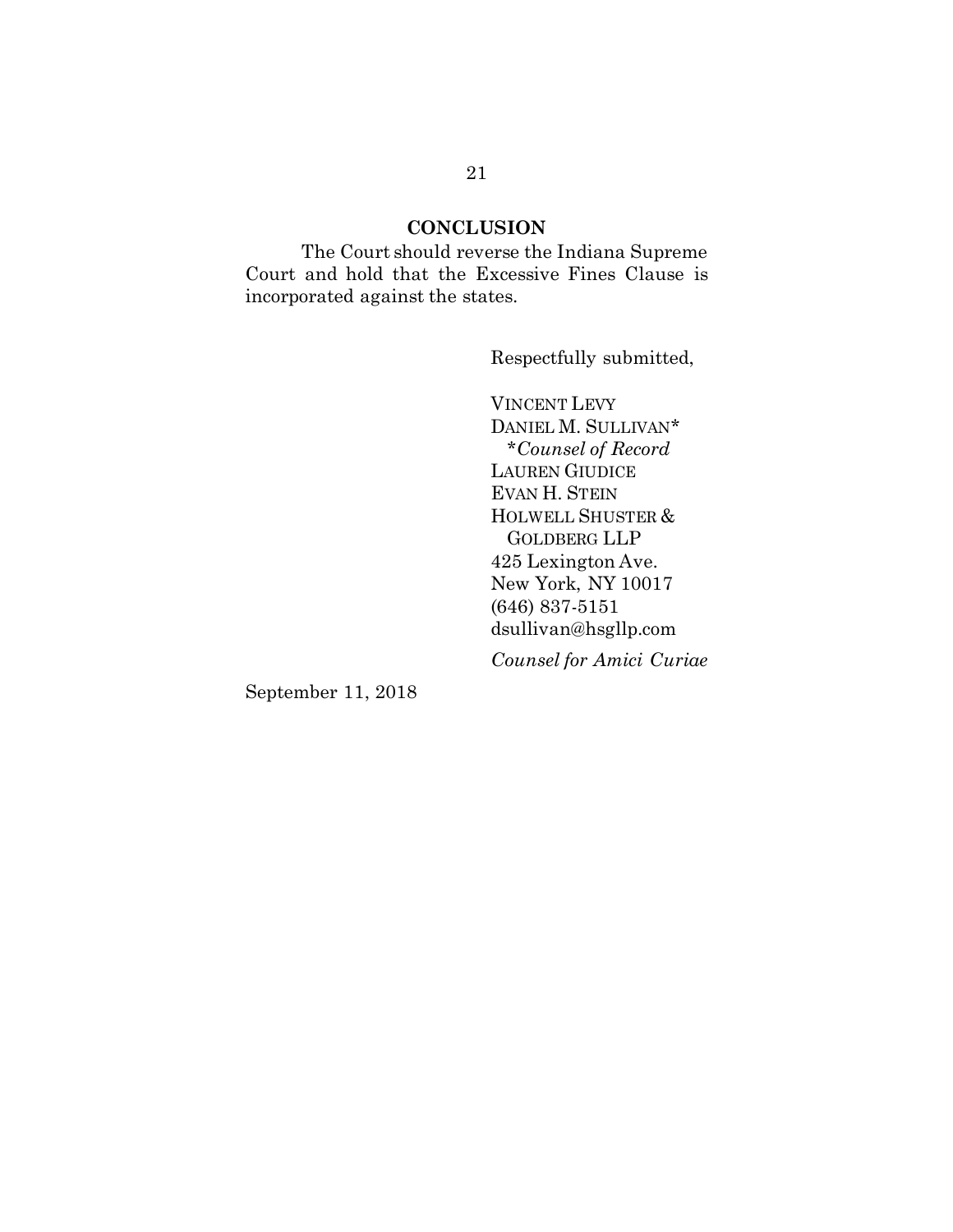## CONCLUSION

The Court should reverse the Indiana Supreme Court and hold that the Excessive Fines Clause is incorporated against the states.

Respectfully submitted,

VINCENT LEVY
DANIEL M. SULLIVAN*
*\*Counsel of Record*
LAUREN GIUDICE
EVAN H. STEIN
HOLWELL SHUSTER & GOLDBERG LLP
425 Lexington Ave.
New York, NY 10017
(646) 837-5151
dsullivan@hsgllp.com

*Counsel for Amici Curiae*

September 11, 2018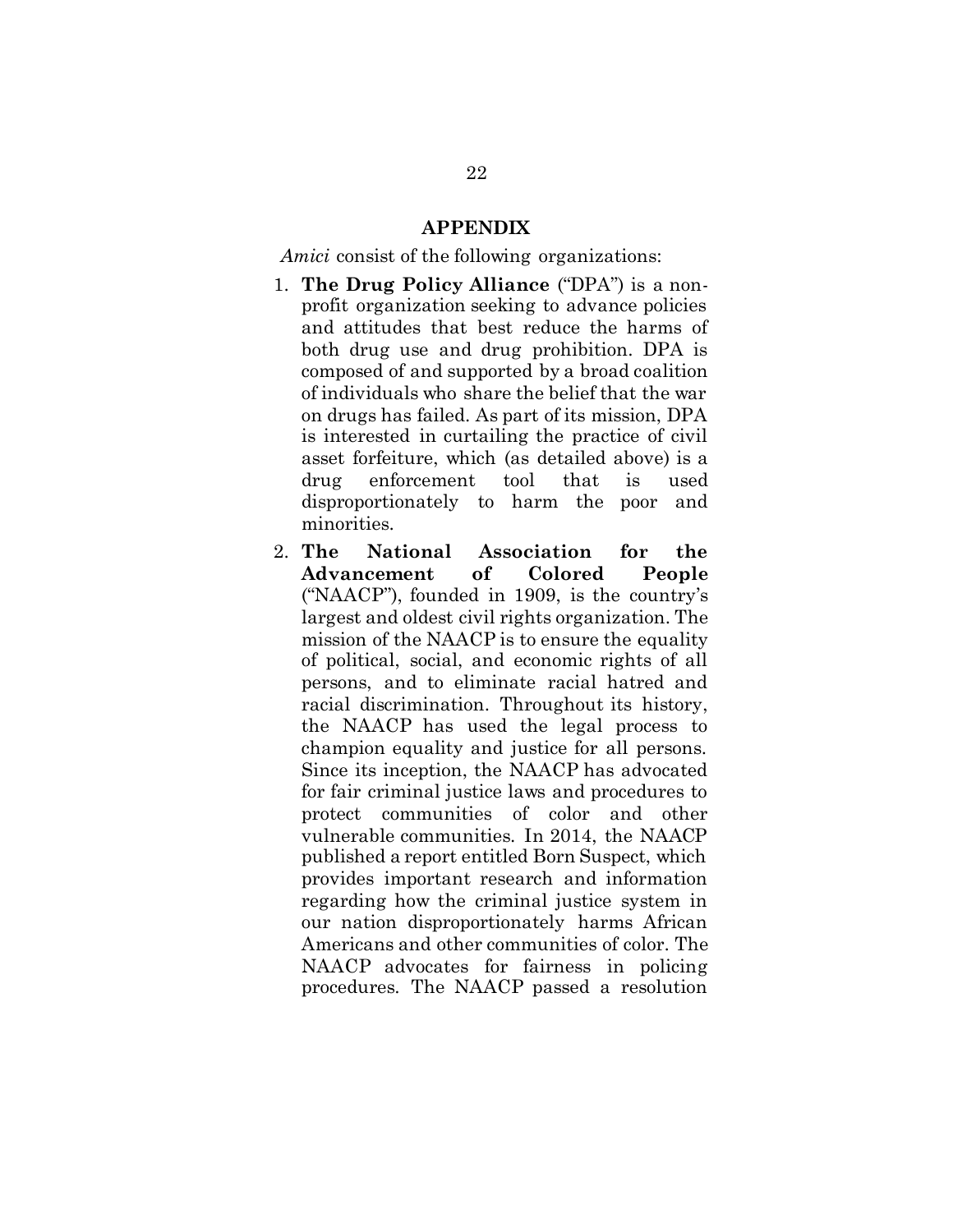## APPENDIX

*Amici* consist of the following organizations:

1. **The Drug Policy Alliance** ("DPA") is a non-profit organization seeking to advance policies and attitudes that best reduce the harms of both drug use and drug prohibition. DPA is composed of and supported by a broad coalition of individuals who share the belief that the war on drugs has failed. As part of its mission, DPA is interested in curtailing the practice of civil asset forfeiture, which (as detailed above) is a drug enforcement tool that is used disproportionately to harm the poor and minorities.
2. **The National Association for the Advancement of Colored People** ("NAACP"), founded in 1909, is the country's largest and oldest civil rights organization. The mission of the NAACP is to ensure the equality of political, social, and economic rights of all persons, and to eliminate racial hatred and racial discrimination. Throughout its history, the NAACP has used the legal process to champion equality and justice for all persons. Since its inception, the NAACP has advocated for fair criminal justice laws and procedures to protect communities of color and other vulnerable communities. In 2014, the NAACP published a report entitled Born Suspect, which provides important research and information regarding how the criminal justice system in our nation disproportionately harms African Americans and other communities of color. The NAACP advocates for fairness in policing procedures. The NAACP passed a resolution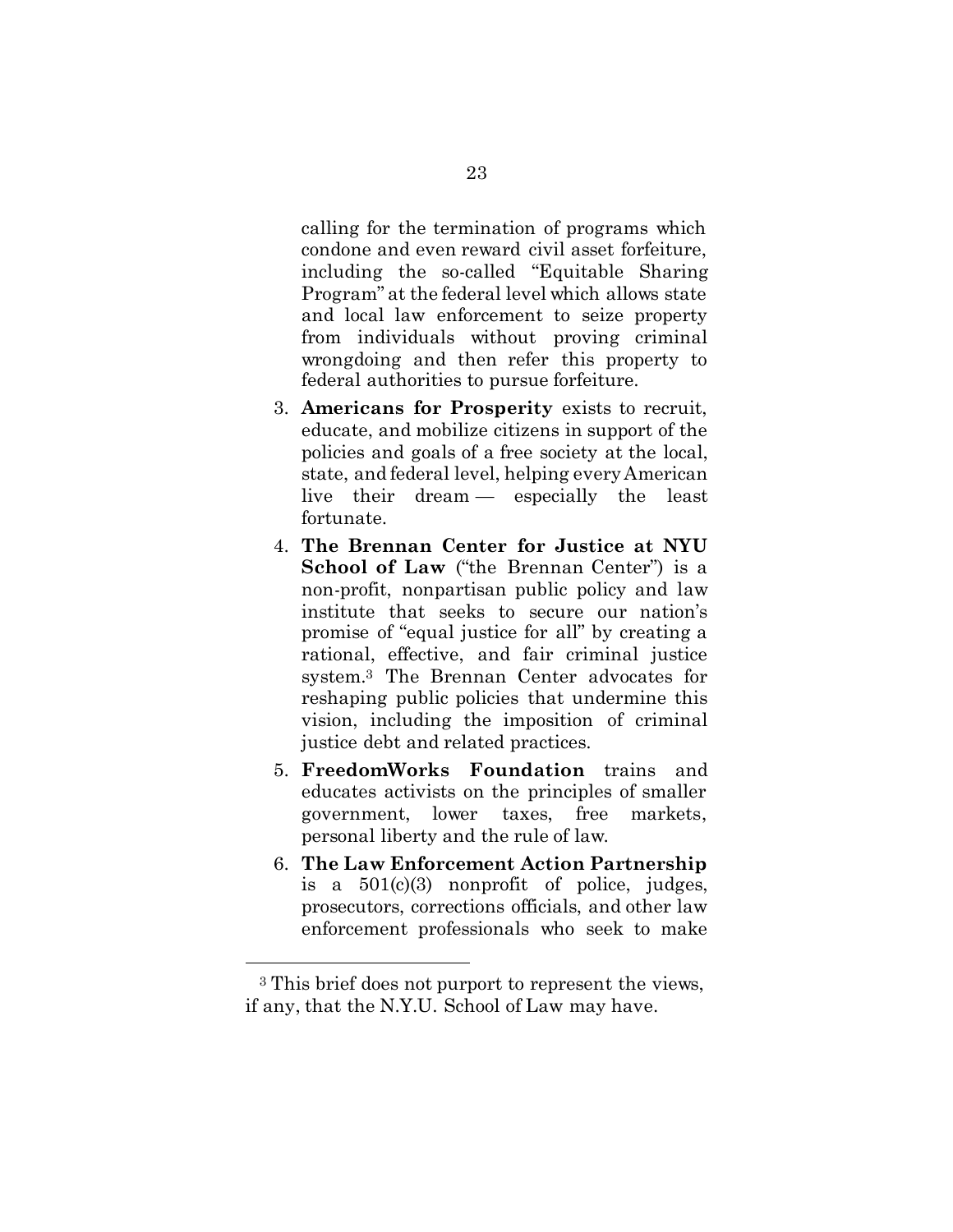calling for the termination of programs which condone and even reward civil asset forfeiture, including the so-called "Equitable Sharing Program" at the federal level which allows state and local law enforcement to seize property from individuals without proving criminal wrongdoing and then refer this property to federal authorities to pursue forfeiture.

3. **Americans for Prosperity** exists to recruit, educate, and mobilize citizens in support of the policies and goals of a free society at the local, state, and federal level, helping every American live their dream — especially the least fortunate.
4. **The Brennan Center for Justice at NYU School of Law** ("the Brennan Center") is a non-profit, nonpartisan public policy and law institute that seeks to secure our nation's promise of "equal justice for all" by creating a rational, effective, and fair criminal justice system.[3] The Brennan Center advocates for reshaping public policies that undermine this vision, including the imposition of criminal justice debt and related practices.
5. **FreedomWorks Foundation** trains and educates activists on the principles of smaller government, lower taxes, free markets, personal liberty and the rule of law.
6. **The Law Enforcement Action Partnership** is a 501(c)(3) nonprofit of police, judges, prosecutors, corrections officials, and other law enforcement professionals who seek to make

---

[3] This brief does not purport to represent the views, if any, that the N.Y.U. School of Law may have.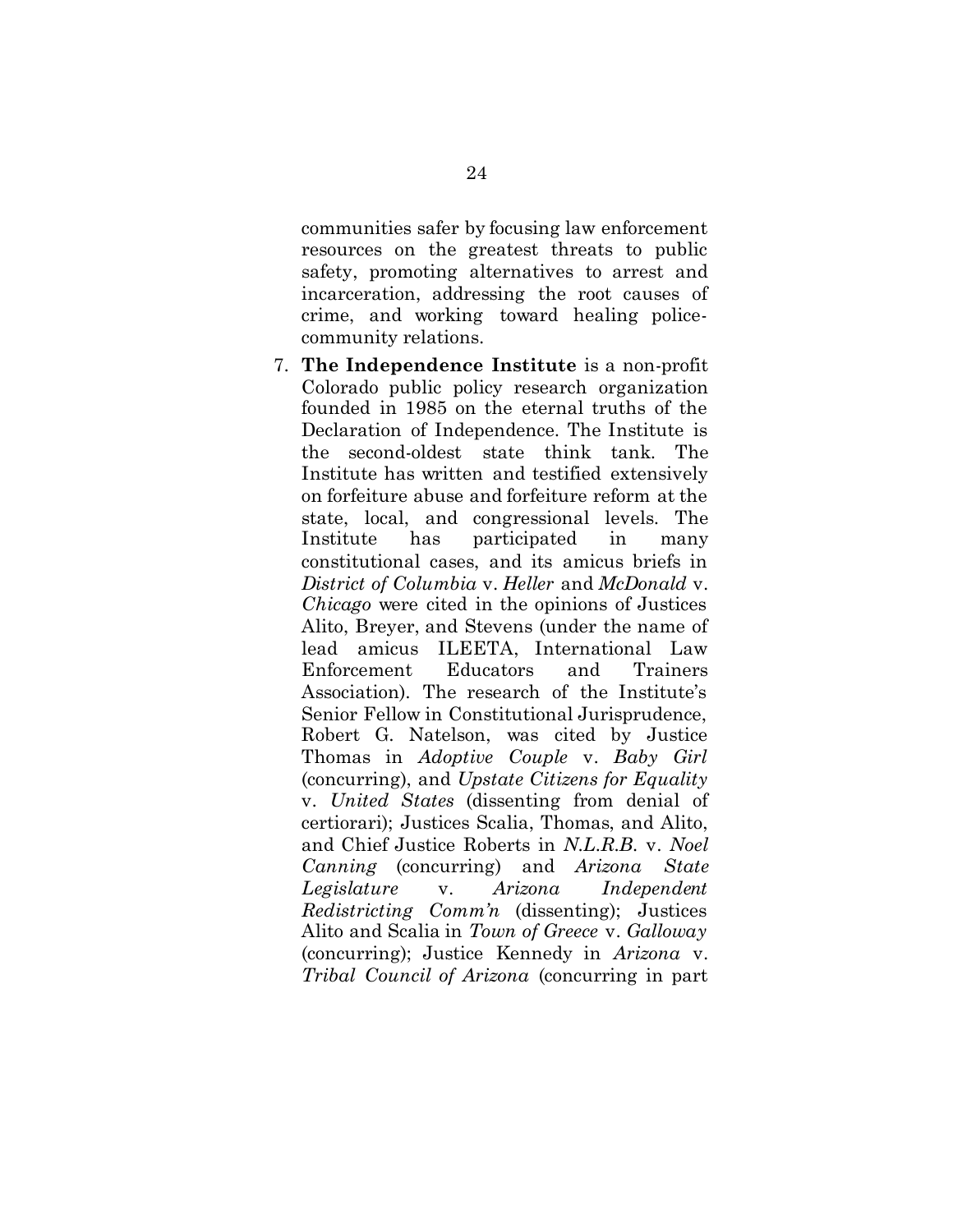communities safer by focusing law enforcement resources on the greatest threats to public safety, promoting alternatives to arrest and incarceration, addressing the root causes of crime, and working toward healing police-community relations.

7. **The Independence Institute** is a non-profit Colorado public policy research organization founded in 1985 on the eternal truths of the Declaration of Independence. The Institute is the second-oldest state think tank. The Institute has written and testified extensively on forfeiture abuse and forfeiture reform at the state, local, and congressional levels. The Institute has participated in many constitutional cases, and its amicus briefs in *District of Columbia* v. *Heller* and *McDonald* v. *Chicago* were cited in the opinions of Justices Alito, Breyer, and Stevens (under the name of lead amicus ILEETA, International Law Enforcement Educators and Trainers Association). The research of the Institute's Senior Fellow in Constitutional Jurisprudence, Robert G. Natelson, was cited by Justice Thomas in *Adoptive Couple* v. *Baby Girl* (concurring), and *Upstate Citizens for Equality* v. *United States* (dissenting from denial of certiorari); Justices Scalia, Thomas, and Alito, and Chief Justice Roberts in *N.L.R.B.* v. *Noel Canning* (concurring) and *Arizona State Legislature* v. *Arizona Independent Redistricting Comm'n* (dissenting); Justices Alito and Scalia in *Town of Greece* v. *Galloway* (concurring); Justice Kennedy in *Arizona* v. *Tribal Council of Arizona* (concurring in part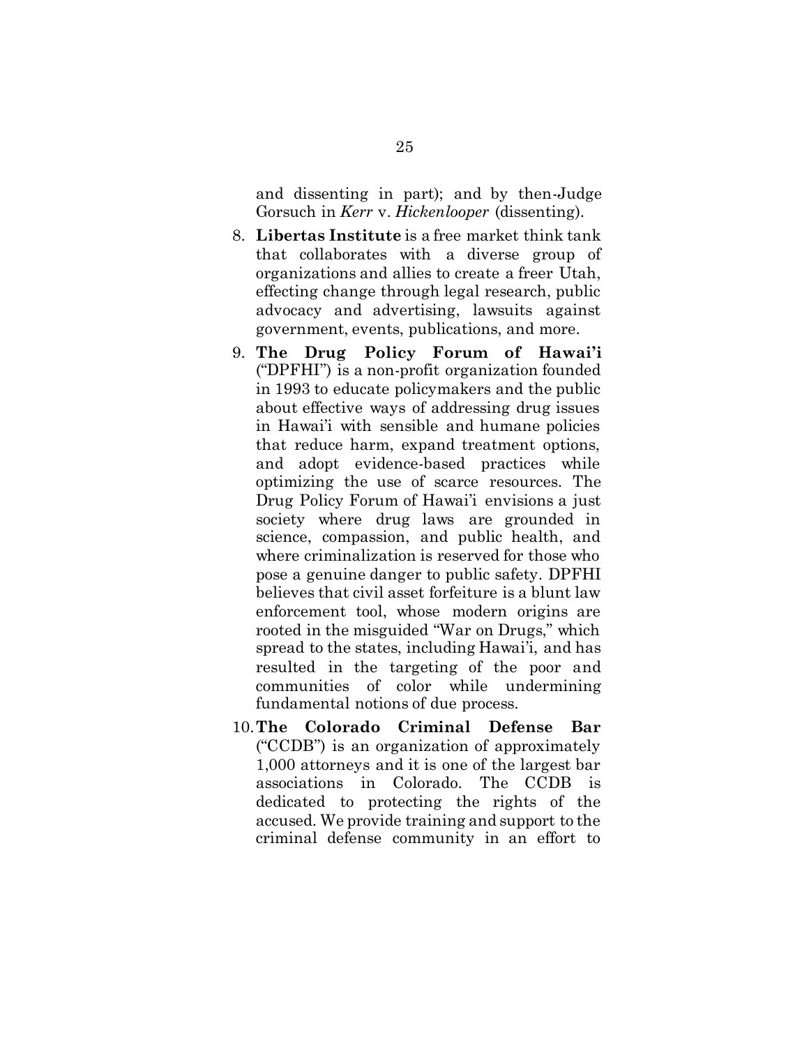and dissenting in part); and by then-Judge Gorsuch in *Kerr* v. *Hickenlooper* (dissenting).

8. **Libertas Institute** is a free market think tank that collaborates with a diverse group of organizations and allies to create a freer Utah, effecting change through legal research, public advocacy and advertising, lawsuits against government, events, publications, and more.
9. **The Drug Policy Forum of Hawai'i** ("DPFHI") is a non-profit organization founded in 1993 to educate policymakers and the public about effective ways of addressing drug issues in Hawai'i with sensible and humane policies that reduce harm, expand treatment options, and adopt evidence-based practices while optimizing the use of scarce resources. The Drug Policy Forum of Hawai'i envisions a just society where drug laws are grounded in science, compassion, and public health, and where criminalization is reserved for those who pose a genuine danger to public safety. DPFHI believes that civil asset forfeiture is a blunt law enforcement tool, whose modern origins are rooted in the misguided "War on Drugs," which spread to the states, including Hawai'i, and has resulted in the targeting of the poor and communities of color while undermining fundamental notions of due process.
10. **The Colorado Criminal Defense Bar** ("CCDB") is an organization of approximately 1,000 attorneys and it is one of the largest bar associations in Colorado. The CCDB is dedicated to protecting the rights of the accused. We provide training and support to the criminal defense community in an effort to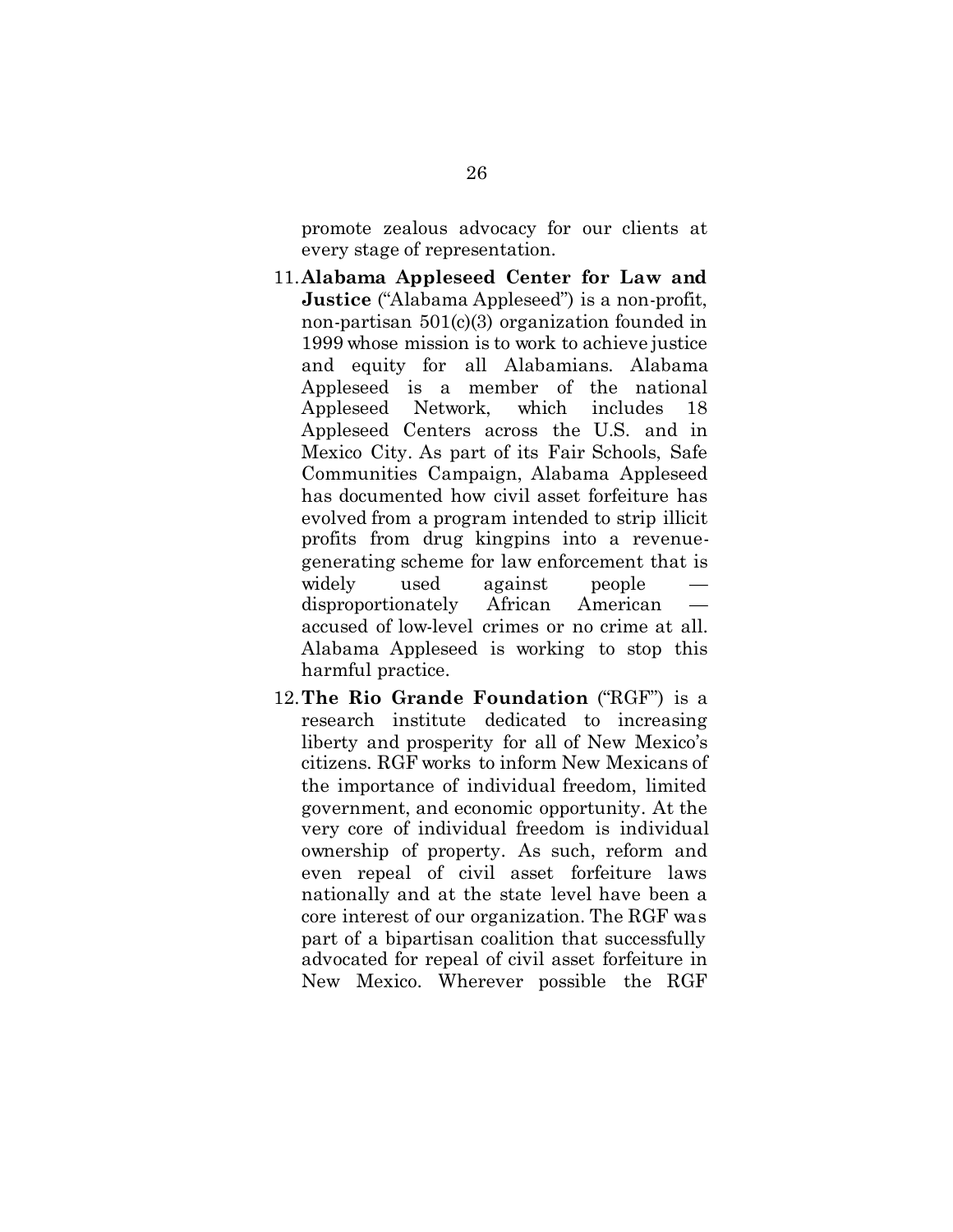promote zealous advocacy for our clients at every stage of representation.

11. **Alabama Appleseed Center for Law and Justice** ("Alabama Appleseed") is a non-profit, non-partisan 501(c)(3) organization founded in 1999 whose mission is to work to achieve justice and equity for all Alabamians. Alabama Appleseed is a member of the national Appleseed Network, which includes 18 Appleseed Centers across the U.S. and in Mexico City. As part of its Fair Schools, Safe Communities Campaign, Alabama Appleseed has documented how civil asset forfeiture has evolved from a program intended to strip illicit profits from drug kingpins into a revenue-generating scheme for law enforcement that is widely used against people — disproportionately African American — accused of low-level crimes or no crime at all. Alabama Appleseed is working to stop this harmful practice.

12. **The Rio Grande Foundation** ("RGF") is a research institute dedicated to increasing liberty and prosperity for all of New Mexico's citizens. RGF works to inform New Mexicans of the importance of individual freedom, limited government, and economic opportunity. At the very core of individual freedom is individual ownership of property. As such, reform and even repeal of civil asset forfeiture laws nationally and at the state level have been a core interest of our organization. The RGF was part of a bipartisan coalition that successfully advocated for repeal of civil asset forfeiture in New Mexico. Wherever possible the RGF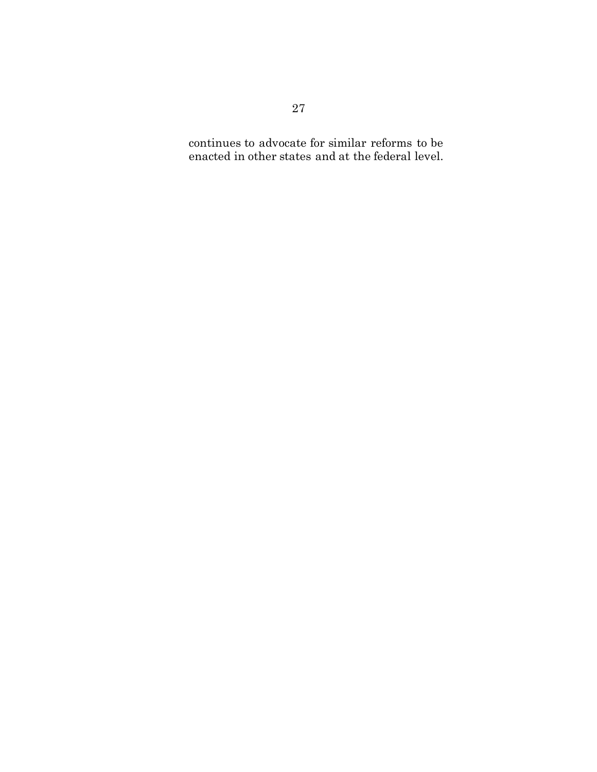continues to advocate for similar reforms to be enacted in other states and at the federal level.